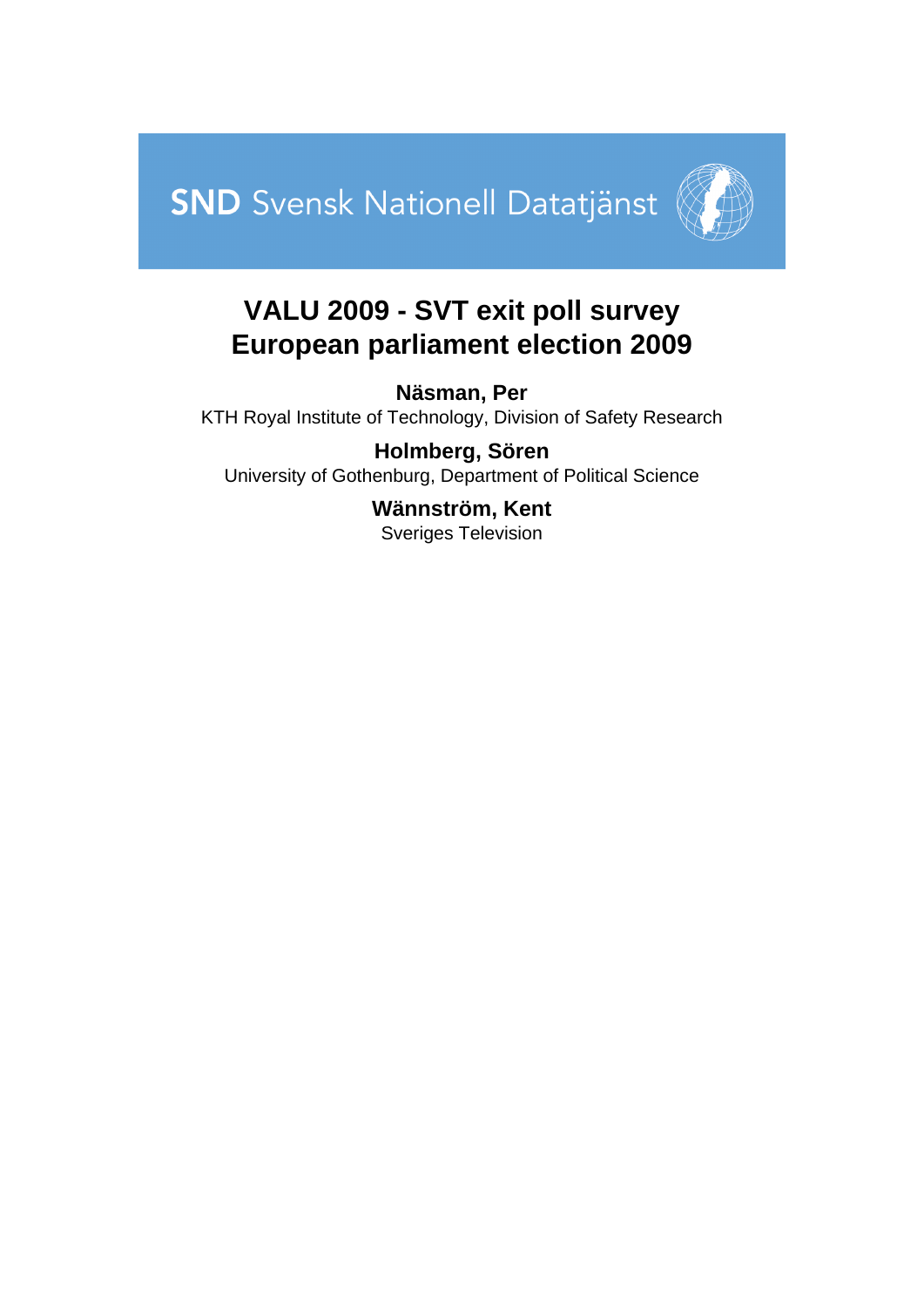SND Svensk Nationell Datatjänst

# VALU 2009 - SVT exit poll survey
# European parliament election 2009

**Näsman, Per**
KTH Royal Institute of Technology, Division of Safety Research

**Holmberg, Sören**
University of Gothenburg, Department of Political Science

**Wännström, Kent**
Sveriges Television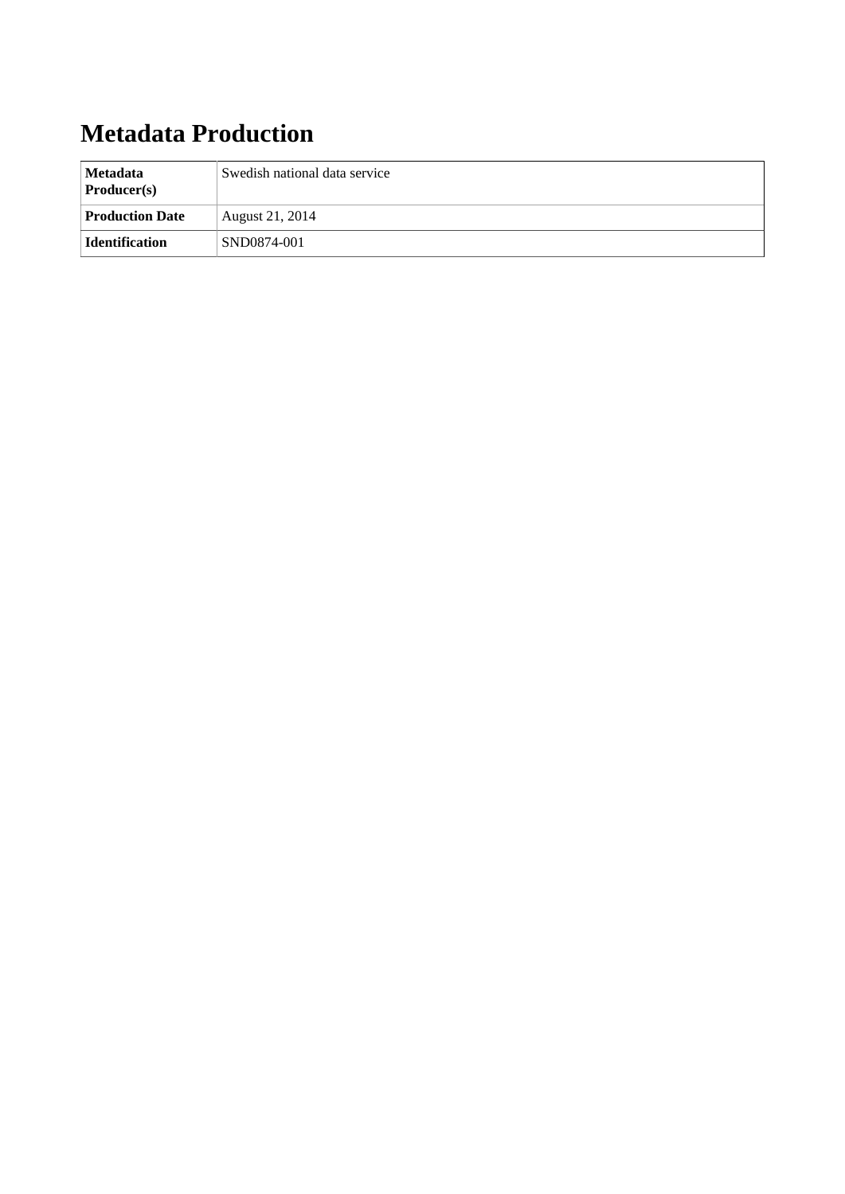# Metadata Production

| **Metadata Producer(s)** | Swedish national data service |
|---|---|
| **Production Date** | August 21, 2014 |
| **Identification** | SND0874-001 |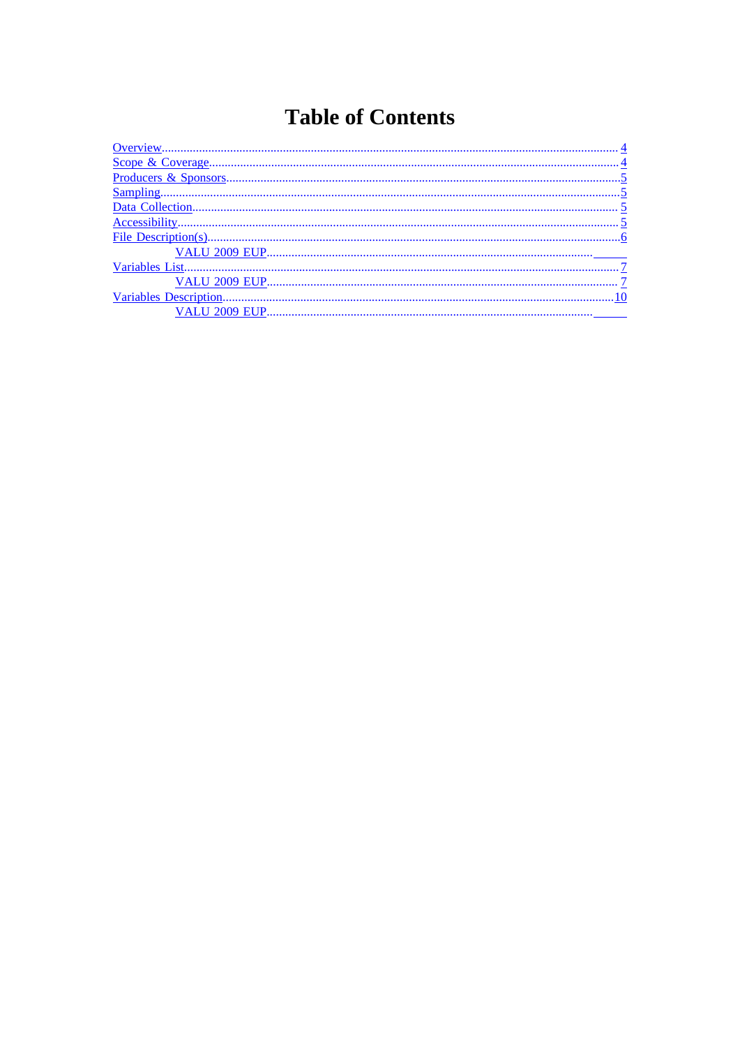# Table of Contents

- Overview 4
- Scope & Coverage 4
- Producers & Sponsors 5
- Sampling 5
- Data Collection 5
- Accessibility 5
- File Description(s) 6
  - VALU 2009 EUP
- Variables List 7
  - VALU 2009 EUP 7
- Variables Description 10
  - VALU 2009 EUP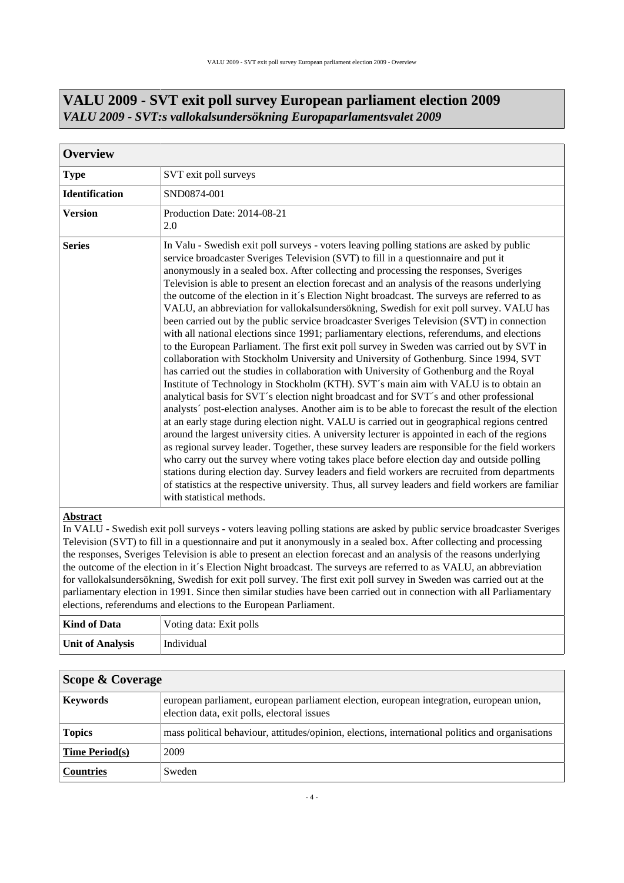# VALU 2009 - SVT exit poll survey European parliament election 2009

## *VALU 2009 - SVT:s vallokalsundersökning Europaparlamentsvalet 2009*

| **Overview** | |
|---|---|
| **Type** | SVT exit poll surveys |
| **Identification** | SND0874-001 |
| **Version** | Production Date: 2014-08-21<br>2.0 |
| **Series** | In Valu - Swedish exit poll surveys - voters leaving polling stations are asked by public service broadcaster Sveriges Television (SVT) to fill in a questionnaire and put it anonymously in a sealed box. After collecting and processing the responses, Sveriges Television is able to present an election forecast and an analysis of the reasons underlying the outcome of the election in it´s Election Night broadcast. The surveys are referred to as VALU, an abbreviation for vallokalsundersökning, Swedish for exit poll survey. VALU has been carried out by the public service broadcaster Sveriges Television (SVT) in connection with all national elections since 1991; parliamentary elections, referendums, and elections to the European Parliament. The first exit poll survey in Sweden was carried out by SVT in collaboration with Stockholm University and University of Gothenburg. Since 1994, SVT has carried out the studies in collaboration with University of Gothenburg and the Royal Institute of Technology in Stockholm (KTH). SVT´s main aim with VALU is to obtain an analytical basis for SVT´s election night broadcast and for SVT´s and other professional analysts´ post-election analyses. Another aim is to be able to forecast the result of the election at an early stage during election night. VALU is carried out in geographical regions centred around the largest university cities. A university lecturer is appointed in each of the regions as regional survey leader. Together, these survey leaders are responsible for the field workers who carry out the survey where voting takes place before election day and outside polling stations during election day. Survey leaders and field workers are recruited from departments of statistics at the respective university. Thus, all survey leaders and field workers are familiar with statistical methods. |

**Abstract**

In VALU - Swedish exit poll surveys - voters leaving polling stations are asked by public service broadcaster Sveriges Television (SVT) to fill in a questionnaire and put it anonymously in a sealed box. After collecting and processing the responses, Sveriges Television is able to present an election forecast and an analysis of the reasons underlying the outcome of the election in it´s Election Night broadcast. The surveys are referred to as VALU, an abbreviation for vallokalsundersökning, Swedish for exit poll survey. The first exit poll survey in Sweden was carried out at the parliamentary election in 1991. Since then similar studies have been carried out in connection with all Parliamentary elections, referendums and elections to the European Parliament.

| | |
|---|---|
| **Kind of Data** | Voting data: Exit polls |
| **Unit of Analysis** | Individual |

| **Scope & Coverage** | |
|---|---|
| **Keywords** | european parliament, european parliament election, european integration, european union, election data, exit polls, electoral issues |
| **Topics** | mass political behaviour, attitudes/opinion, elections, international politics and organisations |
| **Time Period(s)** | 2009 |
| **Countries** | Sweden |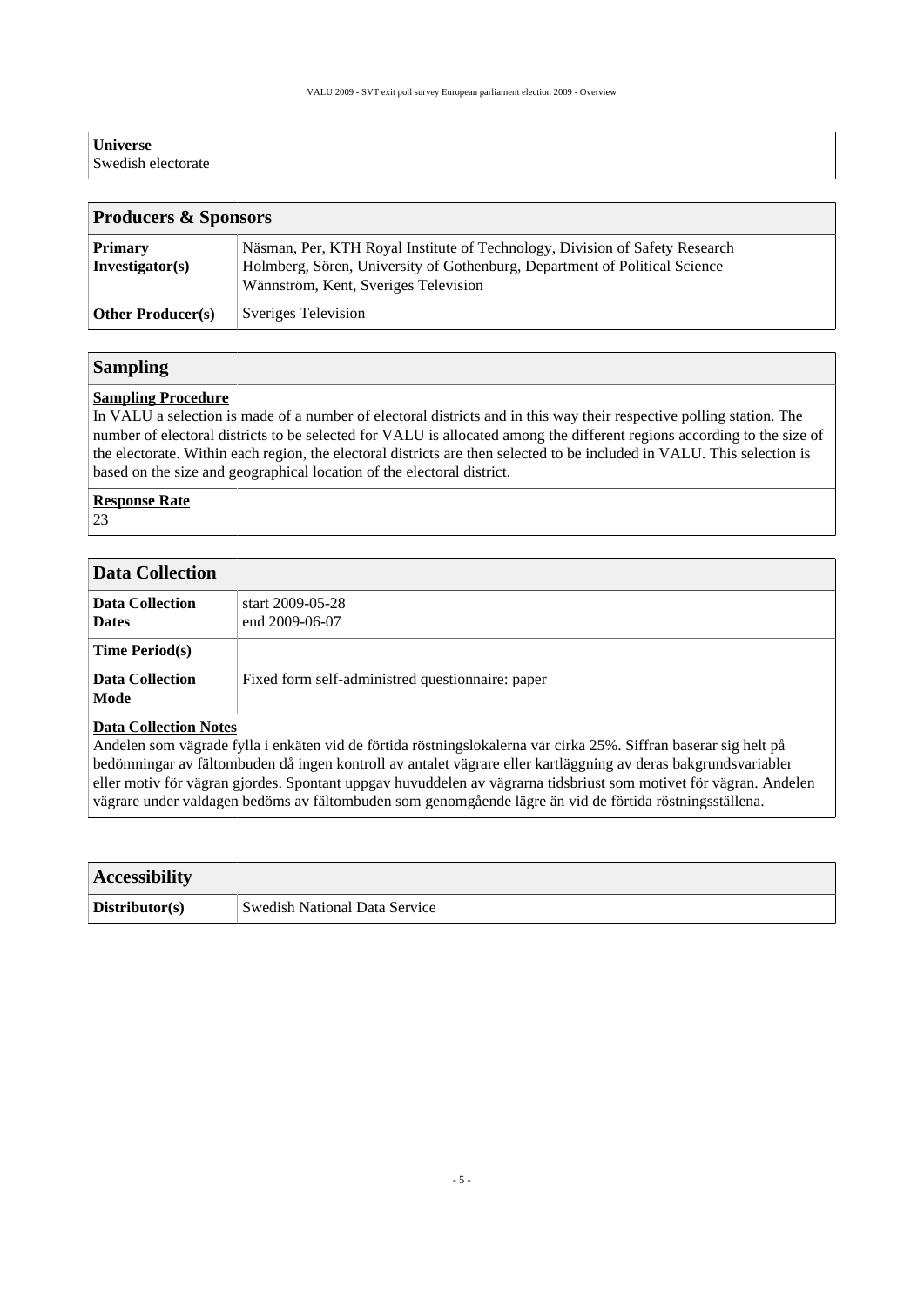**Universe**

Swedish electorate

## Producers & Sponsors

| | |
|---|---|
| **Primary Investigator(s)** | Näsman, Per, KTH Royal Institute of Technology, Division of Safety Research<br>Holmberg, Sören, University of Gothenburg, Department of Political Science<br>Wännström, Kent, Sveriges Television |
| **Other Producer(s)** | Sveriges Television |

## Sampling

**Sampling Procedure**

In VALU a selection is made of a number of electoral districts and in this way their respective polling station. The number of electoral districts to be selected for VALU is allocated among the different regions according to the size of the electorate. Within each region, the electoral districts are then selected to be included in VALU. This selection is based on the size and geographical location of the electoral district.

**Response Rate**

23

## Data Collection

| | |
|---|---|
| **Data Collection Dates** | start 2009-05-28<br>end 2009-06-07 |
| **Time Period(s)** | |
| **Data Collection Mode** | Fixed form self-administred questionnaire: paper |

**Data Collection Notes**

Andelen som vägrade fylla i enkäten vid de förtida röstningslokalerna var cirka 25%. Siffran baserar sig helt på bedömningar av fältombuden då ingen kontroll av antalet vägrare eller kartläggning av deras bakgrundsvariabler eller motiv för vägran gjordes. Spontant uppgav huvuddelen av vägrarna tidsbriust som motivet för vägran. Andelen vägrare under valdagen bedöms av fältombuden som genomgående lägre än vid de förtida röstningsställena.

## Accessibility

| | |
|---|---|
| **Distributor(s)** | Swedish National Data Service |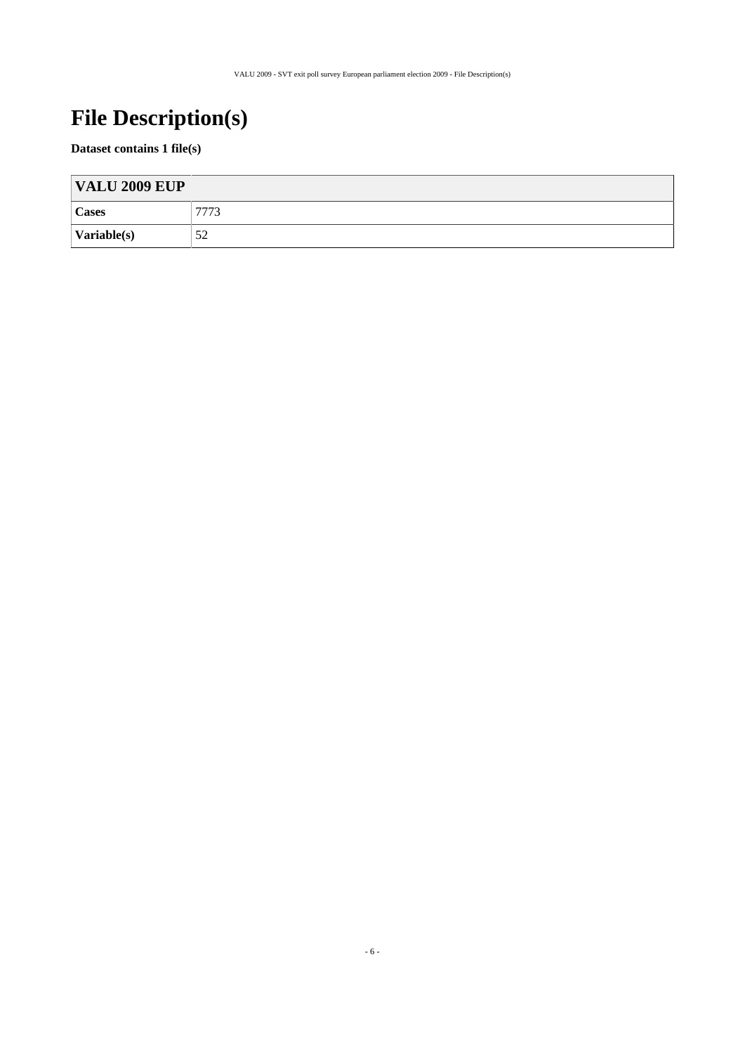# File Description(s)

**Dataset contains 1 file(s)**

| VALU 2009 EUP | |
|---|---|
| **Cases** | 7773 |
| **Variable(s)** | 52 |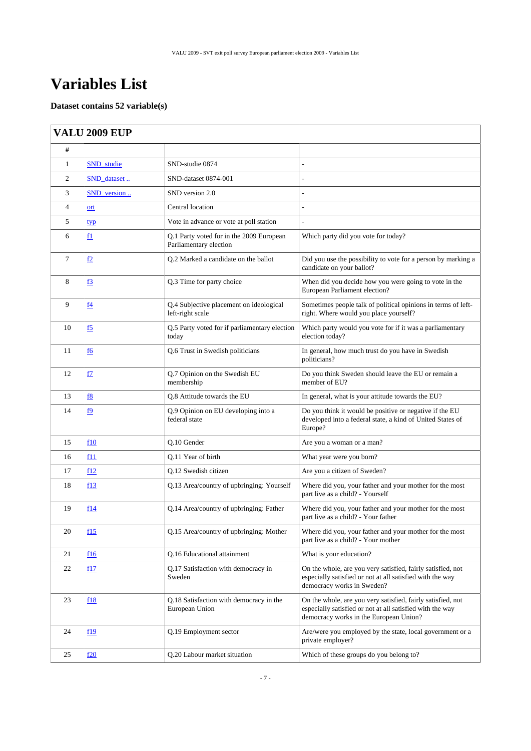# Variables List

**Dataset contains 52 variable(s)**

| VALU 2009 EUP | | | |
|---|---|---|---|
| # | | | |
| 1 | SND_studie | SND-studie 0874 | - |
| 2 | SND_dataset .. | SND-dataset 0874-001 | - |
| 3 | SND_version .. | SND version 2.0 | - |
| 4 | ort | Central location | - |
| 5 | typ | Vote in advance or vote at poll station | - |
| 6 | f1 | Q.1 Party voted for in the 2009 European Parliamentary election | Which party did you vote for today? |
| 7 | f2 | Q.2 Marked a candidate on the ballot | Did you use the possibility to vote for a person by marking a candidate on your ballot? |
| 8 | f3 | Q.3 Time for party choice | When did you decide how you were going to vote in the European Parliament election? |
| 9 | f4 | Q.4 Subjective placement on ideological left-right scale | Sometimes people talk of political opinions in terms of left-right. Where would you place yourself? |
| 10 | f5 | Q.5 Party voted for if parliamentary election today | Which party would you vote for if it was a parliamentary election today? |
| 11 | f6 | Q.6 Trust in Swedish politicians | In general, how much trust do you have in Swedish politicians? |
| 12 | f7 | Q.7 Opinion on the Swedish EU membership | Do you think Sweden should leave the EU or remain a member of EU? |
| 13 | f8 | Q.8 Attitude towards the EU | In general, what is your attitude towards the EU? |
| 14 | f9 | Q.9 Opinion on EU developing into a federal state | Do you think it would be positive or negative if the EU developed into a federal state, a kind of United States of Europe? |
| 15 | f10 | Q.10 Gender | Are you a woman or a man? |
| 16 | f11 | Q.11 Year of birth | What year were you born? |
| 17 | f12 | Q.12 Swedish citizen | Are you a citizen of Sweden? |
| 18 | f13 | Q.13 Area/country of upbringing: Yourself | Where did you, your father and your mother for the most part live as a child? - Yourself |
| 19 | f14 | Q.14 Area/country of upbringing: Father | Where did you, your father and your mother for the most part live as a child? - Your father |
| 20 | f15 | Q.15 Area/country of upbringing: Mother | Where did you, your father and your mother for the most part live as a child? - Your mother |
| 21 | f16 | Q.16 Educational attainment | What is your education? |
| 22 | f17 | Q.17 Satisfaction with democracy in Sweden | On the whole, are you very satisfied, fairly satisfied, not especially satisfied or not at all satisfied with the way democracy works in Sweden? |
| 23 | f18 | Q.18 Satisfaction with democracy in the European Union | On the whole, are you very satisfied, fairly satisfied, not especially satisfied or not at all satisfied with the way democracy works in the European Union? |
| 24 | f19 | Q.19 Employment sector | Are/were you employed by the state, local government or a private employer? |
| 25 | f20 | Q.20 Labour market situation | Which of these groups do you belong to? |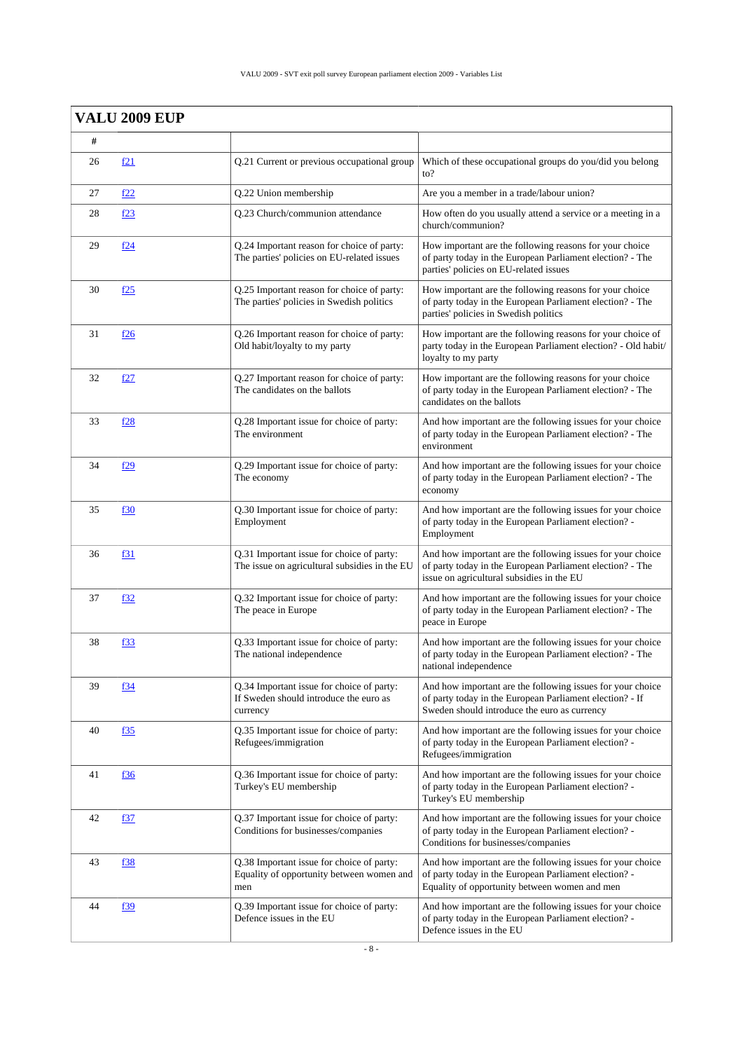| VALU 2009 EUP | | | |
|---|---|---|---|
| # | | | |
| 26 | f21 | Q.21 Current or previous occupational group | Which of these occupational groups do you/did you belong to? |
| 27 | f22 | Q.22 Union membership | Are you a member in a trade/labour union? |
| 28 | f23 | Q.23 Church/communion attendance | How often do you usually attend a service or a meeting in a church/communion? |
| 29 | f24 | Q.24 Important reason for choice of party: The parties' policies on EU-related issues | How important are the following reasons for your choice of party today in the European Parliament election? - The parties' policies on EU-related issues |
| 30 | f25 | Q.25 Important reason for choice of party: The parties' policies in Swedish politics | How important are the following reasons for your choice of party today in the European Parliament election? - The parties' policies in Swedish politics |
| 31 | f26 | Q.26 Important reason for choice of party: Old habit/loyalty to my party | How important are the following reasons for your choice of party today in the European Parliament election? - Old habit/ loyalty to my party |
| 32 | f27 | Q.27 Important reason for choice of party: The candidates on the ballots | How important are the following reasons for your choice of party today in the European Parliament election? - The candidates on the ballots |
| 33 | f28 | Q.28 Important issue for choice of party: The environment | And how important are the following issues for your choice of party today in the European Parliament election? - The environment |
| 34 | f29 | Q.29 Important issue for choice of party: The economy | And how important are the following issues for your choice of party today in the European Parliament election? - The economy |
| 35 | f30 | Q.30 Important issue for choice of party: Employment | And how important are the following issues for your choice of party today in the European Parliament election? - Employment |
| 36 | f31 | Q.31 Important issue for choice of party: The issue on agricultural subsidies in the EU | And how important are the following issues for your choice of party today in the European Parliament election? - The issue on agricultural subsidies in the EU |
| 37 | f32 | Q.32 Important issue for choice of party: The peace in Europe | And how important are the following issues for your choice of party today in the European Parliament election? - The peace in Europe |
| 38 | f33 | Q.33 Important issue for choice of party: The national independence | And how important are the following issues for your choice of party today in the European Parliament election? - The national independence |
| 39 | f34 | Q.34 Important issue for choice of party: If Sweden should introduce the euro as currency | And how important are the following issues for your choice of party today in the European Parliament election? - If Sweden should introduce the euro as currency |
| 40 | f35 | Q.35 Important issue for choice of party: Refugees/immigration | And how important are the following issues for your choice of party today in the European Parliament election? - Refugees/immigration |
| 41 | f36 | Q.36 Important issue for choice of party: Turkey's EU membership | And how important are the following issues for your choice of party today in the European Parliament election? - Turkey's EU membership |
| 42 | f37 | Q.37 Important issue for choice of party: Conditions for businesses/companies | And how important are the following issues for your choice of party today in the European Parliament election? - Conditions for businesses/companies |
| 43 | f38 | Q.38 Important issue for choice of party: Equality of opportunity between women and men | And how important are the following issues for your choice of party today in the European Parliament election? - Equality of opportunity between women and men |
| 44 | f39 | Q.39 Important issue for choice of party: Defence issues in the EU | And how important are the following issues for your choice of party today in the European Parliament election? - Defence issues in the EU |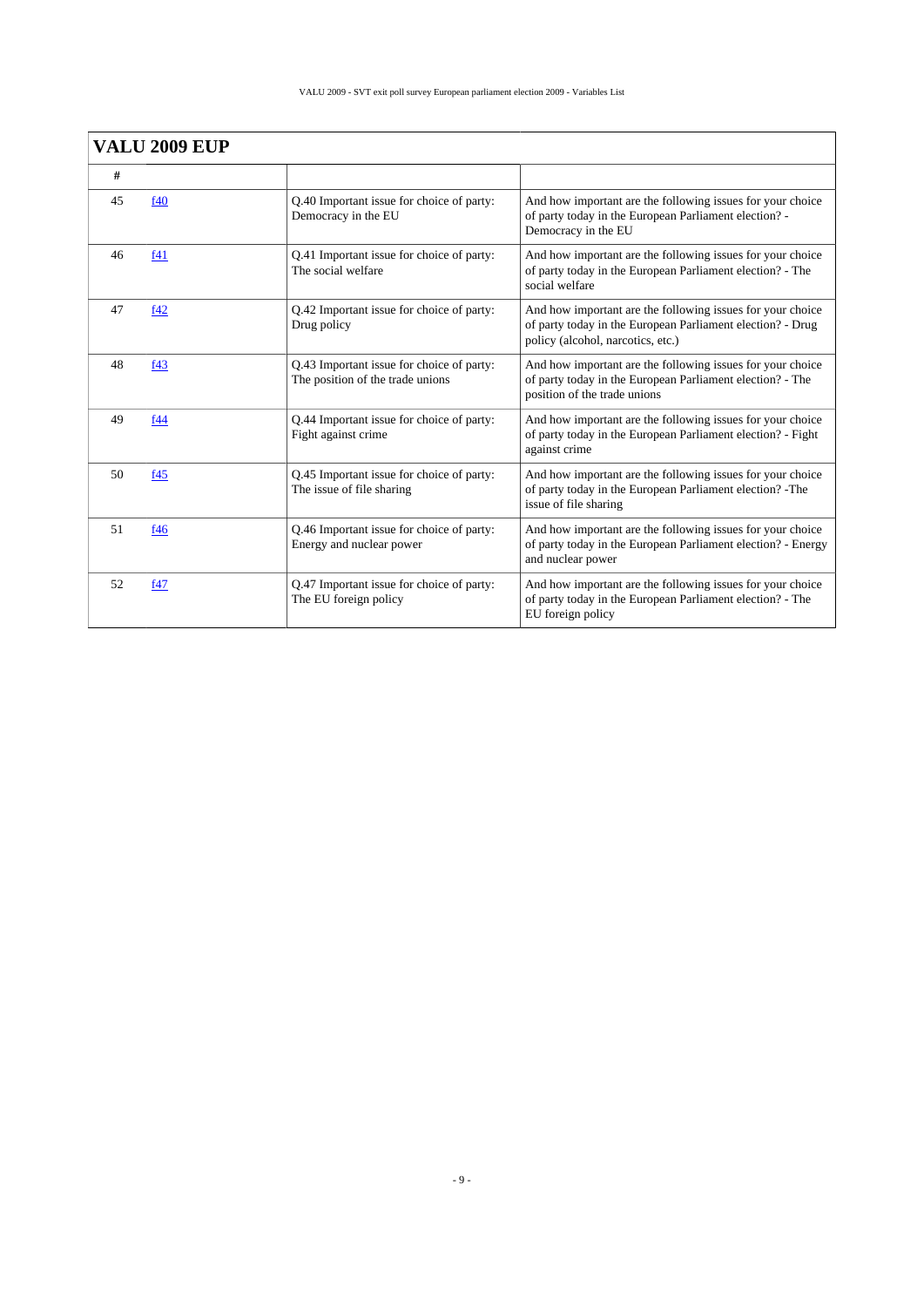| VALU 2009 EUP | | | |
|---|---|---|---|
| # | | | |
| 45 | f40 | Q.40 Important issue for choice of party: Democracy in the EU | And how important are the following issues for your choice of party today in the European Parliament election? - Democracy in the EU |
| 46 | f41 | Q.41 Important issue for choice of party: The social welfare | And how important are the following issues for your choice of party today in the European Parliament election? - The social welfare |
| 47 | f42 | Q.42 Important issue for choice of party: Drug policy | And how important are the following issues for your choice of party today in the European Parliament election? - Drug policy (alcohol, narcotics, etc.) |
| 48 | f43 | Q.43 Important issue for choice of party: The position of the trade unions | And how important are the following issues for your choice of party today in the European Parliament election? - The position of the trade unions |
| 49 | f44 | Q.44 Important issue for choice of party: Fight against crime | And how important are the following issues for your choice of party today in the European Parliament election? - Fight against crime |
| 50 | f45 | Q.45 Important issue for choice of party: The issue of file sharing | And how important are the following issues for your choice of party today in the European Parliament election? -The issue of file sharing |
| 51 | f46 | Q.46 Important issue for choice of party: Energy and nuclear power | And how important are the following issues for your choice of party today in the European Parliament election? - Energy and nuclear power |
| 52 | f47 | Q.47 Important issue for choice of party: The EU foreign policy | And how important are the following issues for your choice of party today in the European Parliament election? - The EU foreign policy |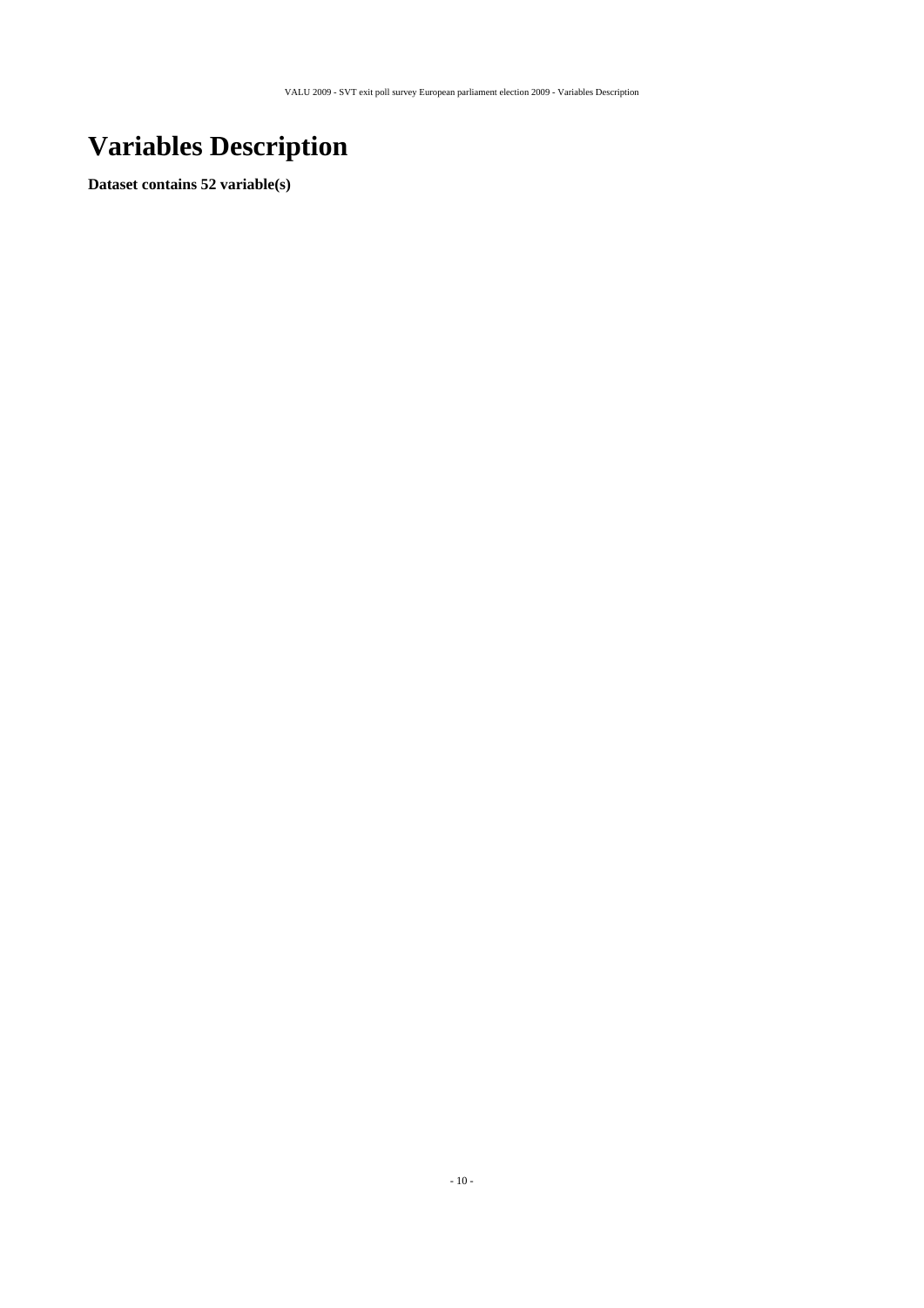# Variables Description

**Dataset contains 52 variable(s)**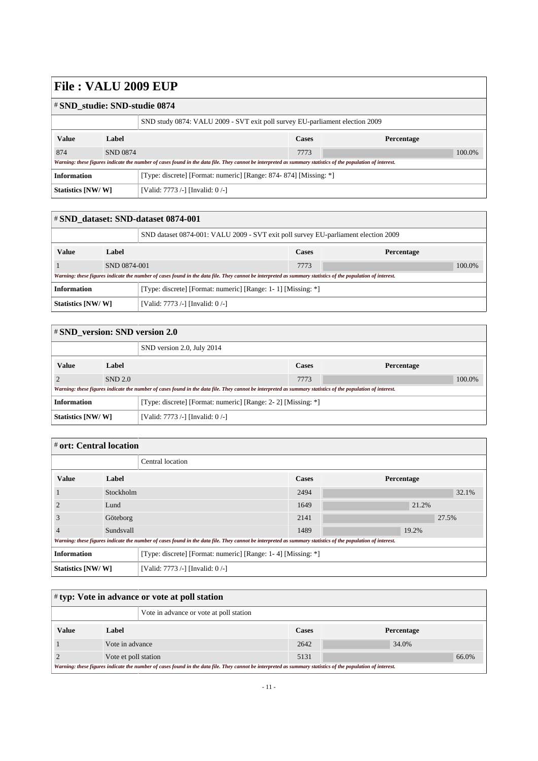# File : VALU 2009 EUP

## # SND_studie: SND-studie 0874

SND study 0874: VALU 2009 - SVT exit poll survey EU-parliament election 2009

| Value | Label | Cases | Percentage |
|---|---|---|---|
| 874 | SND 0874 | 7773 | 100.0% |

*Warning: these figures indicate the number of cases found in the data file. They cannot be interpreted as summary statistics of the population of interest.*

| | |
|---|---|
| **Information** | [Type: discrete] [Format: numeric] [Range: 874- 874] [Missing: *] |
| **Statistics [NW/ W]** | [Valid: 7773 /-] [Invalid: 0 /-] |

## # SND_dataset: SND-dataset 0874-001

SND dataset 0874-001: VALU 2009 - SVT exit poll survey EU-parliament election 2009

| Value | Label | Cases | Percentage |
|---|---|---|---|
| 1 | SND 0874-001 | 7773 | 100.0% |

*Warning: these figures indicate the number of cases found in the data file. They cannot be interpreted as summary statistics of the population of interest.*

| | |
|---|---|
| **Information** | [Type: discrete] [Format: numeric] [Range: 1- 1] [Missing: *] |
| **Statistics [NW/ W]** | [Valid: 7773 /-] [Invalid: 0 /-] |

## # SND_version: SND version 2.0

SND version 2.0, July 2014

| Value | Label | Cases | Percentage |
|---|---|---|---|
| 2 | SND 2.0 | 7773 | 100.0% |

*Warning: these figures indicate the number of cases found in the data file. They cannot be interpreted as summary statistics of the population of interest.*

| | |
|---|---|
| **Information** | [Type: discrete] [Format: numeric] [Range: 2- 2] [Missing: *] |
| **Statistics [NW/ W]** | [Valid: 7773 /-] [Invalid: 0 /-] |

## # ort: Central location

Central location

| Value | Label | Cases | Percentage |
|---|---|---|---|
| 1 | Stockholm | 2494 | 32.1% |
| 2 | Lund | 1649 | 21.2% |
| 3 | Göteborg | 2141 | 27.5% |
| 4 | Sundsvall | 1489 | 19.2% |

*Warning: these figures indicate the number of cases found in the data file. They cannot be interpreted as summary statistics of the population of interest.*

| | |
|---|---|
| **Information** | [Type: discrete] [Format: numeric] [Range: 1- 4] [Missing: *] |
| **Statistics [NW/ W]** | [Valid: 7773 /-] [Invalid: 0 /-] |

## # typ: Vote in advance or vote at poll station

Vote in advance or vote at poll station

| Value | Label | Cases | Percentage |
|---|---|---|---|
| 1 | Vote in advance | 2642 | 34.0% |
| 2 | Vote et poll station | 5131 | 66.0% |

*Warning: these figures indicate the number of cases found in the data file. They cannot be interpreted as summary statistics of the population of interest.*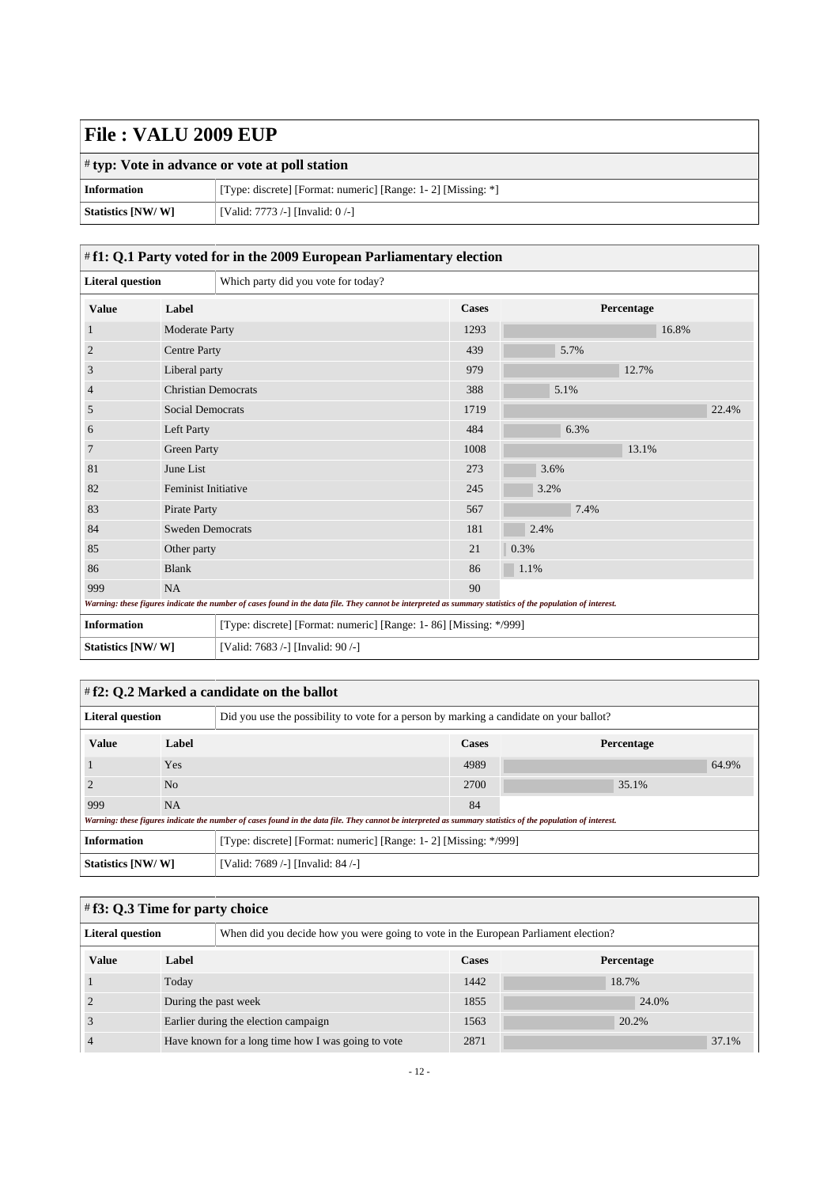# File : VALU 2009 EUP

## # typ: Vote in advance or vote at poll station

| | |
|---|---|
| **Information** | [Type: discrete] [Format: numeric] [Range: 1- 2] [Missing: *] |
| **Statistics [NW/ W]** | [Valid: 7773 /-] [Invalid: 0 /-] |

## # f1: Q.1 Party voted for in the 2009 European Parliamentary election

**Literal question:** Which party did you vote for today?

| Value | Label | Cases | Percentage |
|---|---|---|---|
| 1 | Moderate Party | 1293 | 16.8% |
| 2 | Centre Party | 439 | 5.7% |
| 3 | Liberal party | 979 | 12.7% |
| 4 | Christian Democrats | 388 | 5.1% |
| 5 | Social Democrats | 1719 | 22.4% |
| 6 | Left Party | 484 | 6.3% |
| 7 | Green Party | 1008 | 13.1% |
| 81 | June List | 273 | 3.6% |
| 82 | Feminist Initiative | 245 | 3.2% |
| 83 | Pirate Party | 567 | 7.4% |
| 84 | Sweden Democrats | 181 | 2.4% |
| 85 | Other party | 21 | 0.3% |
| 86 | Blank | 86 | 1.1% |
| 999 | NA | 90 | |

*Warning: these figures indicate the number of cases found in the data file. They cannot be interpreted as summary statistics of the population of interest.*

| | |
|---|---|
| **Information** | [Type: discrete] [Format: numeric] [Range: 1- 86] [Missing: */999] |
| **Statistics [NW/ W]** | [Valid: 7683 /-] [Invalid: 90 /-] |

## # f2: Q.2 Marked a candidate on the ballot

**Literal question:** Did you use the possibility to vote for a person by marking a candidate on your ballot?

| Value | Label | Cases | Percentage |
|---|---|---|---|
| 1 | Yes | 4989 | 64.9% |
| 2 | No | 2700 | 35.1% |
| 999 | NA | 84 | |

*Warning: these figures indicate the number of cases found in the data file. They cannot be interpreted as summary statistics of the population of interest.*

| | |
|---|---|
| **Information** | [Type: discrete] [Format: numeric] [Range: 1- 2] [Missing: */999] |
| **Statistics [NW/ W]** | [Valid: 7689 /-] [Invalid: 84 /-] |

## # f3: Q.3 Time for party choice

**Literal question:** When did you decide how you were going to vote in the European Parliament election?

| Value | Label | Cases | Percentage |
|---|---|---|---|
| 1 | Today | 1442 | 18.7% |
| 2 | During the past week | 1855 | 24.0% |
| 3 | Earlier during the election campaign | 1563 | 20.2% |
| 4 | Have known for a long time how I was going to vote | 2871 | 37.1% |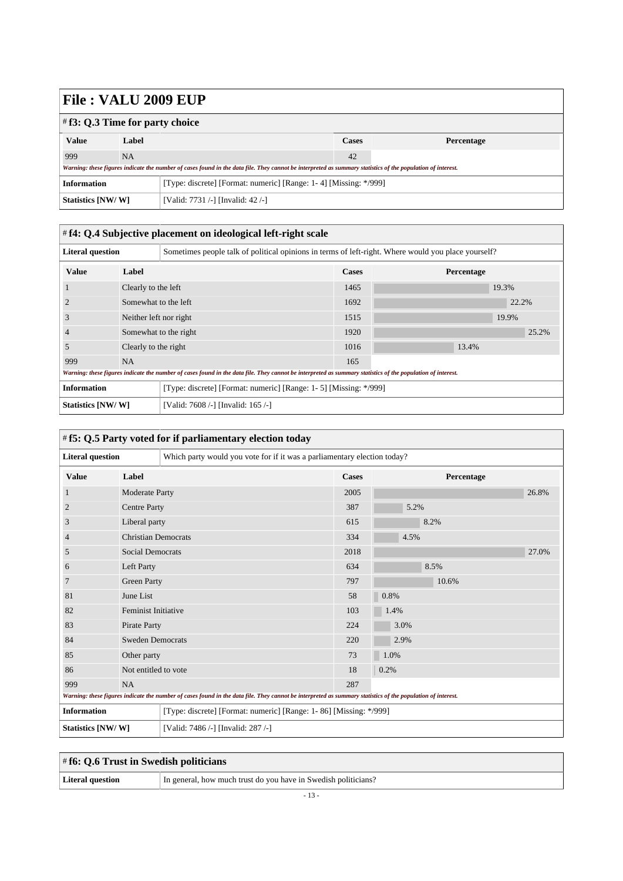# File : VALU 2009 EUP

## # f3: Q.3 Time for party choice

| Value | Label | Cases | Percentage |
|---|---|---|---|
| 999 | NA | 42 | |

*Warning: these figures indicate the number of cases found in the data file. They cannot be interpreted as summary statistics of the population of interest.*

| | |
|---|---|
| **Information** | [Type: discrete] [Format: numeric] [Range: 1- 4] [Missing: */999] |
| **Statistics [NW/ W]** | [Valid: 7731 /-] [Invalid: 42 /-] |

## # f4: Q.4 Subjective placement on ideological left-right scale

| | |
|---|---|
| **Literal question** | Sometimes people talk of political opinions in terms of left-right. Where would you place yourself? |

| Value | Label | Cases | Percentage |
|---|---|---|---|
| 1 | Clearly to the left | 1465 | 19.3% |
| 2 | Somewhat to the left | 1692 | 22.2% |
| 3 | Neither left nor right | 1515 | 19.9% |
| 4 | Somewhat to the right | 1920 | 25.2% |
| 5 | Clearly to the right | 1016 | 13.4% |
| 999 | NA | 165 | |

*Warning: these figures indicate the number of cases found in the data file. They cannot be interpreted as summary statistics of the population of interest.*

| | |
|---|---|
| **Information** | [Type: discrete] [Format: numeric] [Range: 1- 5] [Missing: */999] |
| **Statistics [NW/ W]** | [Valid: 7608 /-] [Invalid: 165 /-] |

## # f5: Q.5 Party voted for if parliamentary election today

| | |
|---|---|
| **Literal question** | Which party would you vote for if it was a parliamentary election today? |

| Value | Label | Cases | Percentage |
|---|---|---|---|
| 1 | Moderate Party | 2005 | 26.8% |
| 2 | Centre Party | 387 | 5.2% |
| 3 | Liberal party | 615 | 8.2% |
| 4 | Christian Democrats | 334 | 4.5% |
| 5 | Social Democrats | 2018 | 27.0% |
| 6 | Left Party | 634 | 8.5% |
| 7 | Green Party | 797 | 10.6% |
| 81 | June List | 58 | 0.8% |
| 82 | Feminist Initiative | 103 | 1.4% |
| 83 | Pirate Party | 224 | 3.0% |
| 84 | Sweden Democrats | 220 | 2.9% |
| 85 | Other party | 73 | 1.0% |
| 86 | Not entitled to vote | 18 | 0.2% |
| 999 | NA | 287 | |

*Warning: these figures indicate the number of cases found in the data file. They cannot be interpreted as summary statistics of the population of interest.*

| | |
|---|---|
| **Information** | [Type: discrete] [Format: numeric] [Range: 1- 86] [Missing: */999] |
| **Statistics [NW/ W]** | [Valid: 7486 /-] [Invalid: 287 /-] |

## # f6: Q.6 Trust in Swedish politicians

| | |
|---|---|
| **Literal question** | In general, how much trust do you have in Swedish politicians? |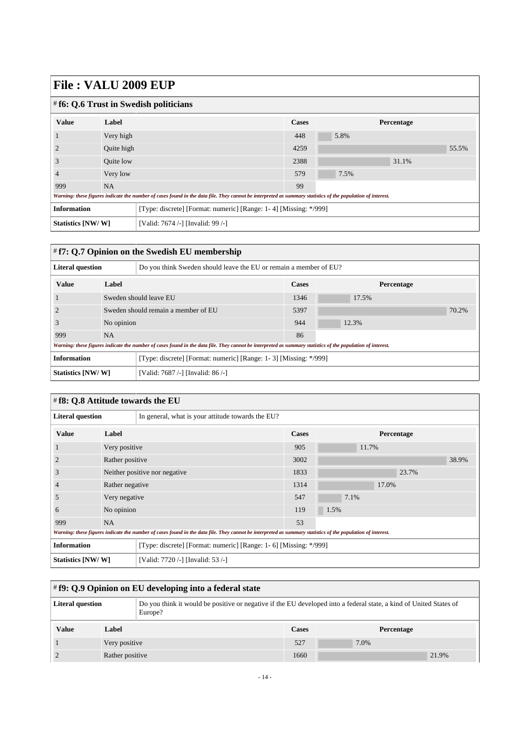# File : VALU 2009 EUP

## # f6: Q.6 Trust in Swedish politicians

| Value | Label | Cases | Percentage |
|---|---|---|---|
| 1 | Very high | 448 | 5.8% |
| 2 | Quite high | 4259 | 55.5% |
| 3 | Quite low | 2388 | 31.1% |
| 4 | Very low | 579 | 7.5% |
| 999 | NA | 99 | |

*Warning: these figures indicate the number of cases found in the data file. They cannot be interpreted as summary statistics of the population of interest.*

| | |
|---|---|
| **Information** | [Type: discrete] [Format: numeric] [Range: 1- 4] [Missing: */999] |
| **Statistics [NW/ W]** | [Valid: 7674 /-] [Invalid: 99 /-] |

## # f7: Q.7 Opinion on the Swedish EU membership

| | |
|---|---|
| **Literal question** | Do you think Sweden should leave the EU or remain a member of EU? |

| Value | Label | Cases | Percentage |
|---|---|---|---|
| 1 | Sweden should leave EU | 1346 | 17.5% |
| 2 | Sweden should remain a member of EU | 5397 | 70.2% |
| 3 | No opinion | 944 | 12.3% |
| 999 | NA | 86 | |

*Warning: these figures indicate the number of cases found in the data file. They cannot be interpreted as summary statistics of the population of interest.*

| | |
|---|---|
| **Information** | [Type: discrete] [Format: numeric] [Range: 1- 3] [Missing: */999] |
| **Statistics [NW/ W]** | [Valid: 7687 /-] [Invalid: 86 /-] |

## # f8: Q.8 Attitude towards the EU

| | |
|---|---|
| **Literal question** | In general, what is your attitude towards the EU? |

| Value | Label | Cases | Percentage |
|---|---|---|---|
| 1 | Very positive | 905 | 11.7% |
| 2 | Rather positive | 3002 | 38.9% |
| 3 | Neither positive nor negative | 1833 | 23.7% |
| 4 | Rather negative | 1314 | 17.0% |
| 5 | Very negative | 547 | 7.1% |
| 6 | No opinion | 119 | 1.5% |
| 999 | NA | 53 | |

*Warning: these figures indicate the number of cases found in the data file. They cannot be interpreted as summary statistics of the population of interest.*

| | |
|---|---|
| **Information** | [Type: discrete] [Format: numeric] [Range: 1- 6] [Missing: */999] |
| **Statistics [NW/ W]** | [Valid: 7720 /-] [Invalid: 53 /-] |

## # f9: Q.9 Opinion on EU developing into a federal state

| | |
|---|---|
| **Literal question** | Do you think it would be positive or negative if the EU developed into a federal state, a kind of United States of Europe? |

| Value | Label | Cases | Percentage |
|---|---|---|---|
| 1 | Very positive | 527 | 7.0% |
| 2 | Rather positive | 1660 | 21.9% |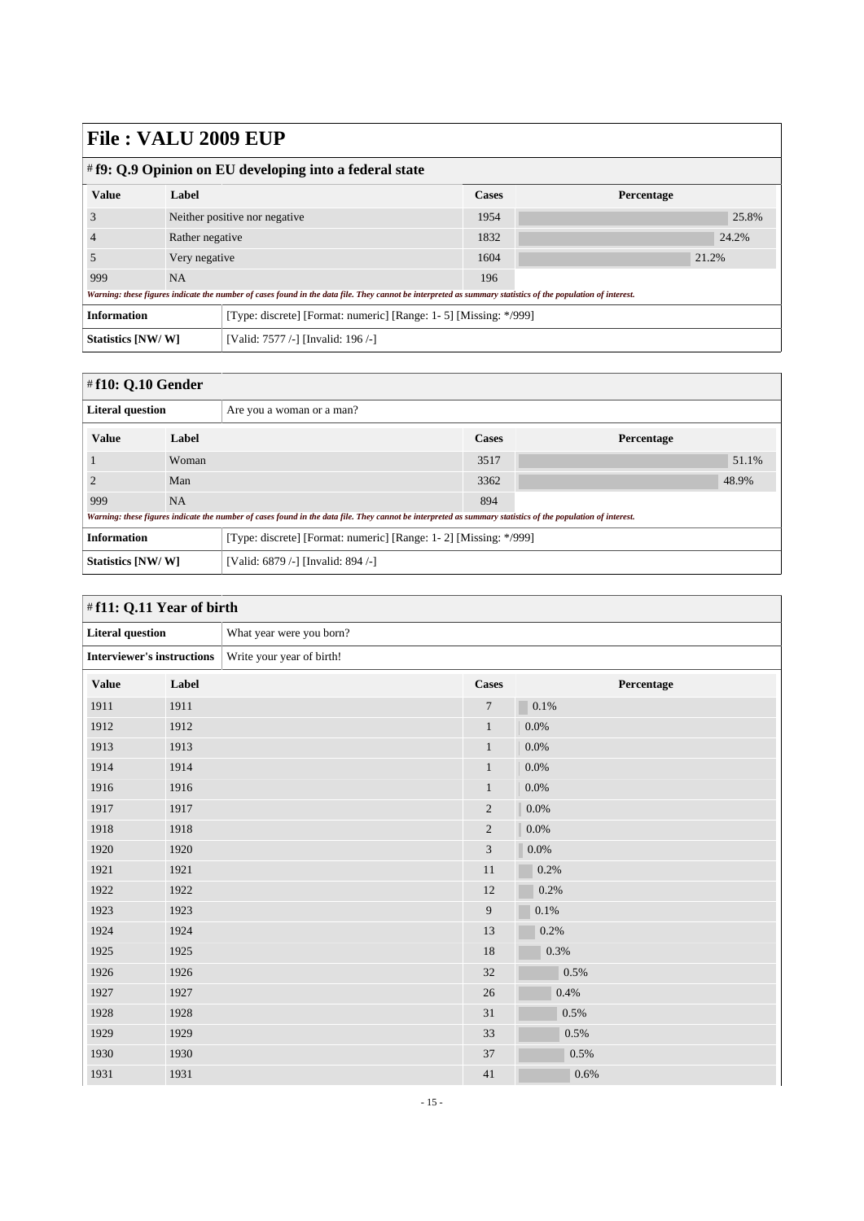# File : VALU 2009 EUP

## # f9: Q.9 Opinion on EU developing into a federal state

| Value | Label | Cases | Percentage |
|---|---|---|---|
| 3 | Neither positive nor negative | 1954 | 25.8% |
| 4 | Rather negative | 1832 | 24.2% |
| 5 | Very negative | 1604 | 21.2% |
| 999 | NA | 196 | |

*Warning: these figures indicate the number of cases found in the data file. They cannot be interpreted as summary statistics of the population of interest.*

| | |
|---|---|
| **Information** | [Type: discrete] [Format: numeric] [Range: 1- 5] [Missing: */999] |
| **Statistics [NW/ W]** | [Valid: 7577 /-] [Invalid: 196 /-] |

## # f10: Q.10 Gender

| | |
|---|---|
| **Literal question** | Are you a woman or a man? |

| Value | Label | Cases | Percentage |
|---|---|---|---|
| 1 | Woman | 3517 | 51.1% |
| 2 | Man | 3362 | 48.9% |
| 999 | NA | 894 | |

*Warning: these figures indicate the number of cases found in the data file. They cannot be interpreted as summary statistics of the population of interest.*

| | |
|---|---|
| **Information** | [Type: discrete] [Format: numeric] [Range: 1- 2] [Missing: */999] |
| **Statistics [NW/ W]** | [Valid: 6879 /-] [Invalid: 894 /-] |

## # f11: Q.11 Year of birth

| | |
|---|---|
| **Literal question** | What year were you born? |
| **Interviewer's instructions** | Write your year of birth! |

| Value | Label | Cases | Percentage |
|---|---|---|---|
| 1911 | 1911 | 7 | 0.1% |
| 1912 | 1912 | 1 | 0.0% |
| 1913 | 1913 | 1 | 0.0% |
| 1914 | 1914 | 1 | 0.0% |
| 1916 | 1916 | 1 | 0.0% |
| 1917 | 1917 | 2 | 0.0% |
| 1918 | 1918 | 2 | 0.0% |
| 1920 | 1920 | 3 | 0.0% |
| 1921 | 1921 | 11 | 0.2% |
| 1922 | 1922 | 12 | 0.2% |
| 1923 | 1923 | 9 | 0.1% |
| 1924 | 1924 | 13 | 0.2% |
| 1925 | 1925 | 18 | 0.3% |
| 1926 | 1926 | 32 | 0.5% |
| 1927 | 1927 | 26 | 0.4% |
| 1928 | 1928 | 31 | 0.5% |
| 1929 | 1929 | 33 | 0.5% |
| 1930 | 1930 | 37 | 0.5% |
| 1931 | 1931 | 41 | 0.6% |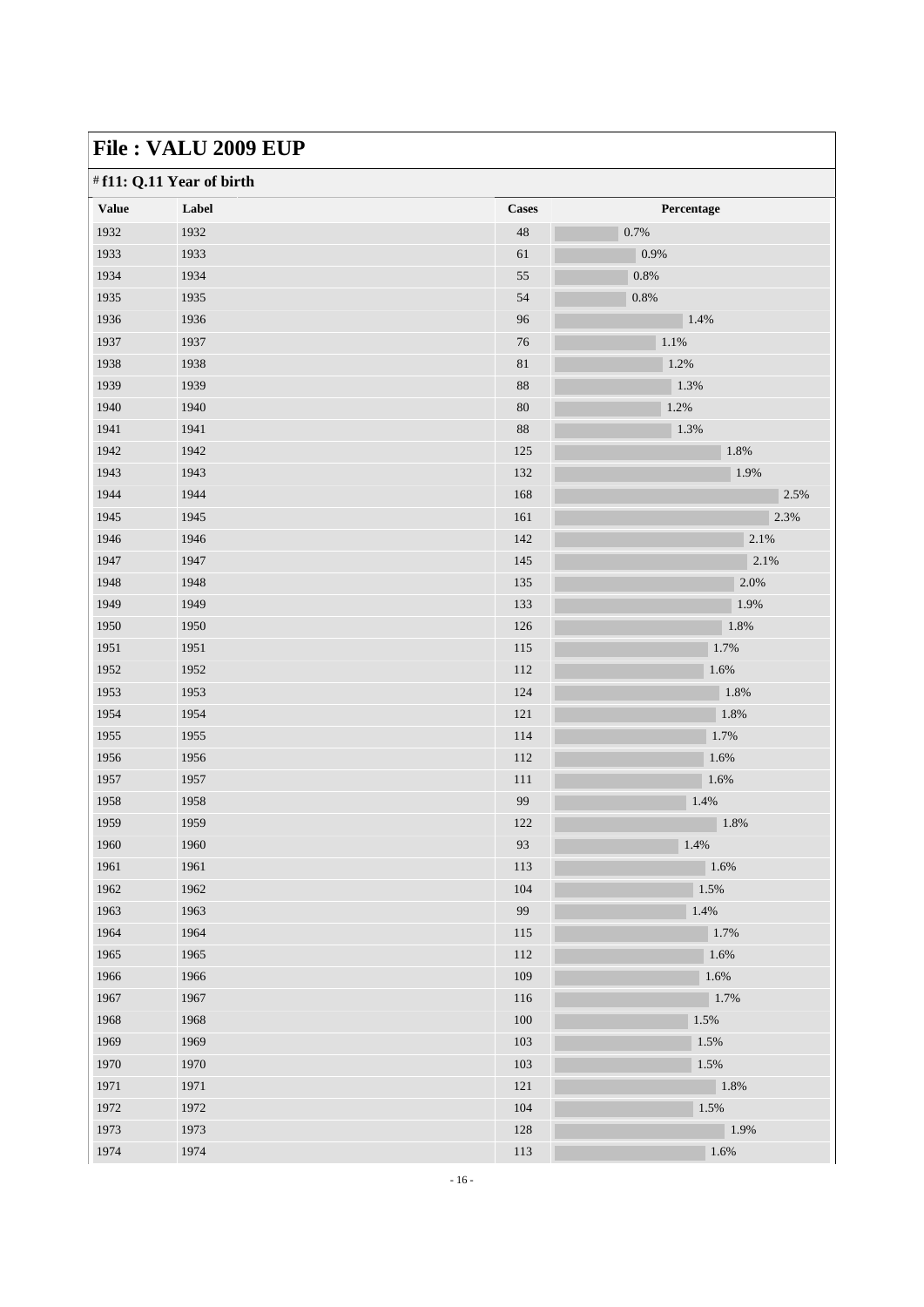# File : VALU 2009 EUP

## # f11: Q.11 Year of birth

| Value | Label | Cases | Percentage |
|---|---|---|---|
| 1932 | 1932 | 48 | 0.7% |
| 1933 | 1933 | 61 | 0.9% |
| 1934 | 1934 | 55 | 0.8% |
| 1935 | 1935 | 54 | 0.8% |
| 1936 | 1936 | 96 | 1.4% |
| 1937 | 1937 | 76 | 1.1% |
| 1938 | 1938 | 81 | 1.2% |
| 1939 | 1939 | 88 | 1.3% |
| 1940 | 1940 | 80 | 1.2% |
| 1941 | 1941 | 88 | 1.3% |
| 1942 | 1942 | 125 | 1.8% |
| 1943 | 1943 | 132 | 1.9% |
| 1944 | 1944 | 168 | 2.5% |
| 1945 | 1945 | 161 | 2.3% |
| 1946 | 1946 | 142 | 2.1% |
| 1947 | 1947 | 145 | 2.1% |
| 1948 | 1948 | 135 | 2.0% |
| 1949 | 1949 | 133 | 1.9% |
| 1950 | 1950 | 126 | 1.8% |
| 1951 | 1951 | 115 | 1.7% |
| 1952 | 1952 | 112 | 1.6% |
| 1953 | 1953 | 124 | 1.8% |
| 1954 | 1954 | 121 | 1.8% |
| 1955 | 1955 | 114 | 1.7% |
| 1956 | 1956 | 112 | 1.6% |
| 1957 | 1957 | 111 | 1.6% |
| 1958 | 1958 | 99 | 1.4% |
| 1959 | 1959 | 122 | 1.8% |
| 1960 | 1960 | 93 | 1.4% |
| 1961 | 1961 | 113 | 1.6% |
| 1962 | 1962 | 104 | 1.5% |
| 1963 | 1963 | 99 | 1.4% |
| 1964 | 1964 | 115 | 1.7% |
| 1965 | 1965 | 112 | 1.6% |
| 1966 | 1966 | 109 | 1.6% |
| 1967 | 1967 | 116 | 1.7% |
| 1968 | 1968 | 100 | 1.5% |
| 1969 | 1969 | 103 | 1.5% |
| 1970 | 1970 | 103 | 1.5% |
| 1971 | 1971 | 121 | 1.8% |
| 1972 | 1972 | 104 | 1.5% |
| 1973 | 1973 | 128 | 1.9% |
| 1974 | 1974 | 113 | 1.6% |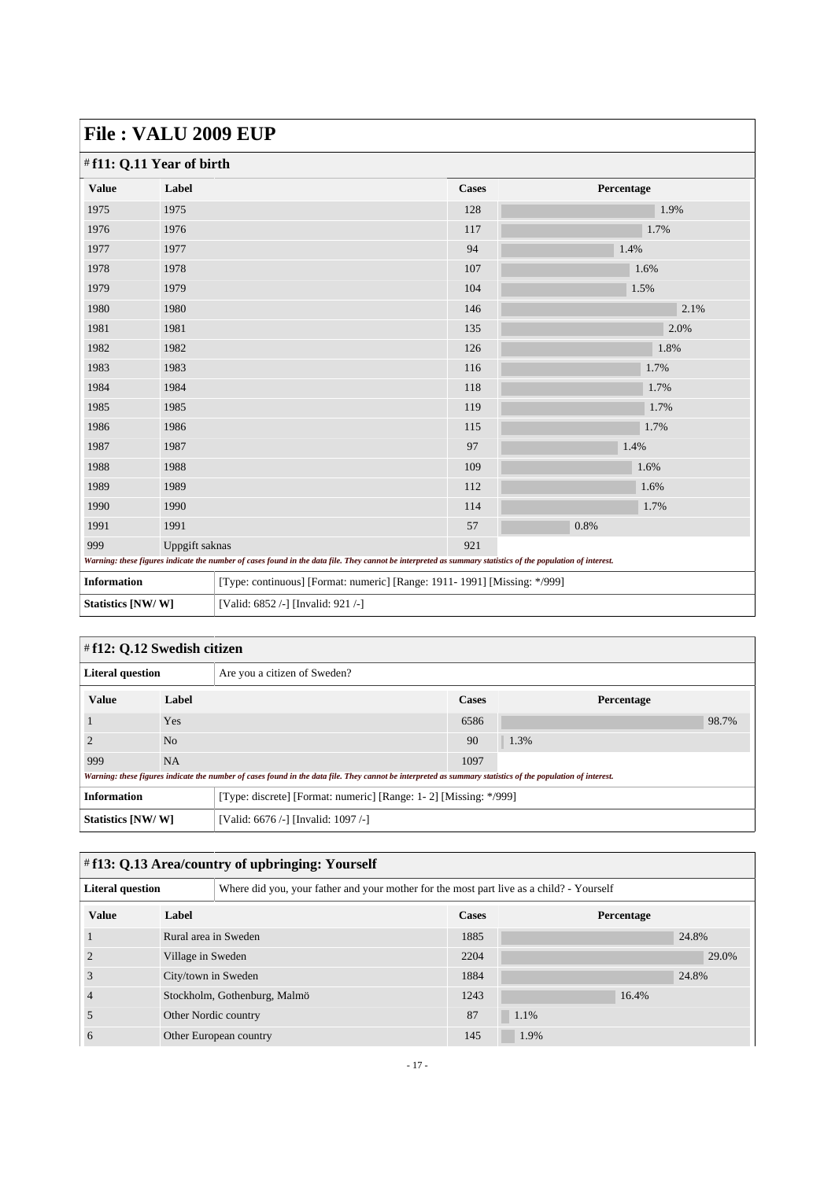# File : VALU 2009 EUP

## # f11: Q.11 Year of birth

| Value | Label | Cases | Percentage |
|---|---|---|---|
| 1975 | 1975 | 128 | 1.9% |
| 1976 | 1976 | 117 | 1.7% |
| 1977 | 1977 | 94 | 1.4% |
| 1978 | 1978 | 107 | 1.6% |
| 1979 | 1979 | 104 | 1.5% |
| 1980 | 1980 | 146 | 2.1% |
| 1981 | 1981 | 135 | 2.0% |
| 1982 | 1982 | 126 | 1.8% |
| 1983 | 1983 | 116 | 1.7% |
| 1984 | 1984 | 118 | 1.7% |
| 1985 | 1985 | 119 | 1.7% |
| 1986 | 1986 | 115 | 1.7% |
| 1987 | 1987 | 97 | 1.4% |
| 1988 | 1988 | 109 | 1.6% |
| 1989 | 1989 | 112 | 1.6% |
| 1990 | 1990 | 114 | 1.7% |
| 1991 | 1991 | 57 | 0.8% |
| 999 | Uppgift saknas | 921 | |

*Warning: these figures indicate the number of cases found in the data file. They cannot be interpreted as summary statistics of the population of interest.*

| | |
|---|---|
| **Information** | [Type: continuous] [Format: numeric] [Range: 1911- 1991] [Missing: */999] |
| **Statistics [NW/ W]** | [Valid: 6852 /-] [Invalid: 921 /-] |

## # f12: Q.12 Swedish citizen

| | |
|---|---|
| **Literal question** | Are you a citizen of Sweden? |

| Value | Label | Cases | Percentage |
|---|---|---|---|
| 1 | Yes | 6586 | 98.7% |
| 2 | No | 90 | 1.3% |
| 999 | NA | 1097 | |

*Warning: these figures indicate the number of cases found in the data file. They cannot be interpreted as summary statistics of the population of interest.*

| | |
|---|---|
| **Information** | [Type: discrete] [Format: numeric] [Range: 1- 2] [Missing: */999] |
| **Statistics [NW/ W]** | [Valid: 6676 /-] [Invalid: 1097 /-] |

## # f13: Q.13 Area/country of upbringing: Yourself

| | |
|---|---|
| **Literal question** | Where did you, your father and your mother for the most part live as a child? - Yourself |

| Value | Label | Cases | Percentage |
|---|---|---|---|
| 1 | Rural area in Sweden | 1885 | 24.8% |
| 2 | Village in Sweden | 2204 | 29.0% |
| 3 | City/town in Sweden | 1884 | 24.8% |
| 4 | Stockholm, Gothenburg, Malmö | 1243 | 16.4% |
| 5 | Other Nordic country | 87 | 1.1% |
| 6 | Other European country | 145 | 1.9% |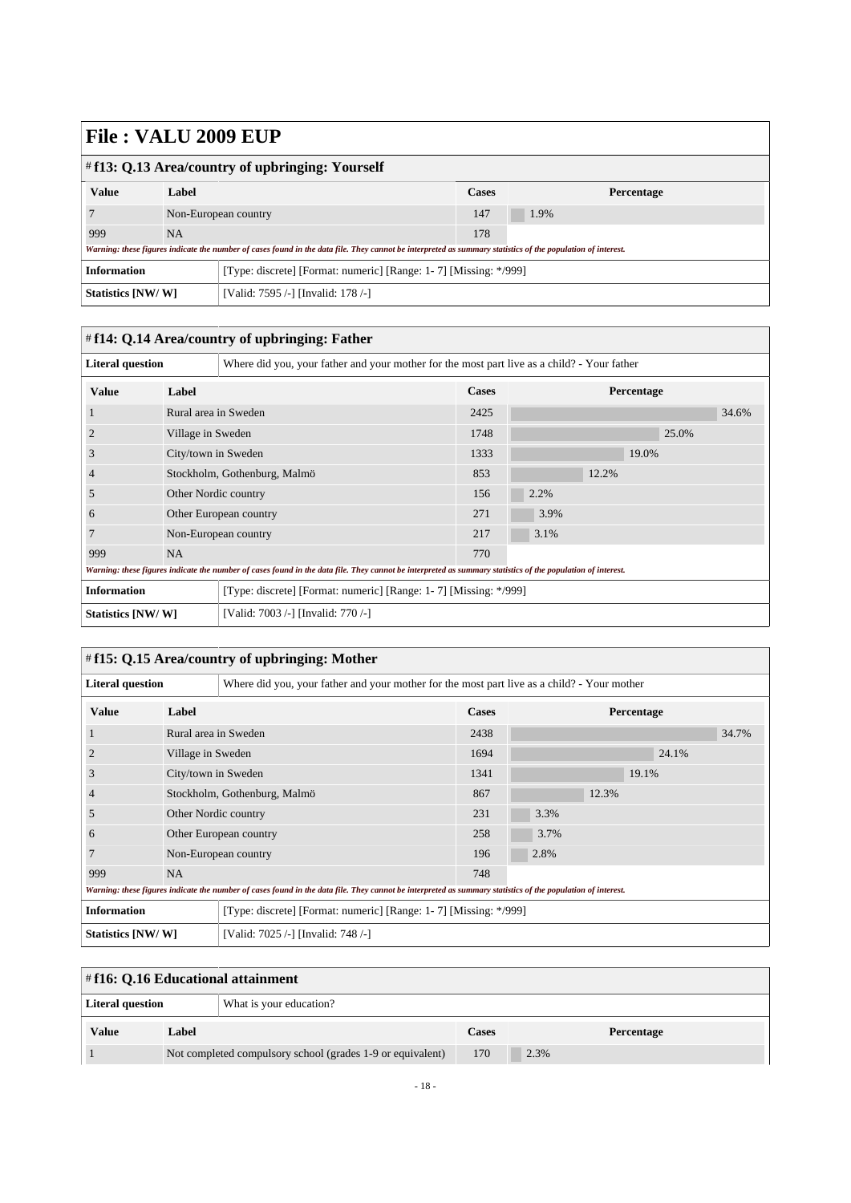# File : VALU 2009 EUP

## # f13: Q.13 Area/country of upbringing: Yourself

| Value | Label | Cases | Percentage |
|---|---|---|---|
| 7 | Non-European country | 147 | 1.9% |
| 999 | NA | 178 | |

*Warning: these figures indicate the number of cases found in the data file. They cannot be interpreted as summary statistics of the population of interest.*

| | |
|---|---|
| **Information** | [Type: discrete] [Format: numeric] [Range: 1- 7] [Missing: */999] |
| **Statistics [NW/ W]** | [Valid: 7595 /-] [Invalid: 178 /-] |

## # f14: Q.14 Area/country of upbringing: Father

| | |
|---|---|
| **Literal question** | Where did you, your father and your mother for the most part live as a child? - Your father |

| Value | Label | Cases | Percentage |
|---|---|---|---|
| 1 | Rural area in Sweden | 2425 | 34.6% |
| 2 | Village in Sweden | 1748 | 25.0% |
| 3 | City/town in Sweden | 1333 | 19.0% |
| 4 | Stockholm, Gothenburg, Malmö | 853 | 12.2% |
| 5 | Other Nordic country | 156 | 2.2% |
| 6 | Other European country | 271 | 3.9% |
| 7 | Non-European country | 217 | 3.1% |
| 999 | NA | 770 | |

*Warning: these figures indicate the number of cases found in the data file. They cannot be interpreted as summary statistics of the population of interest.*

| | |
|---|---|
| **Information** | [Type: discrete] [Format: numeric] [Range: 1- 7] [Missing: */999] |
| **Statistics [NW/ W]** | [Valid: 7003 /-] [Invalid: 770 /-] |

## # f15: Q.15 Area/country of upbringing: Mother

| | |
|---|---|
| **Literal question** | Where did you, your father and your mother for the most part live as a child? - Your mother |

| Value | Label | Cases | Percentage |
|---|---|---|---|
| 1 | Rural area in Sweden | 2438 | 34.7% |
| 2 | Village in Sweden | 1694 | 24.1% |
| 3 | City/town in Sweden | 1341 | 19.1% |
| 4 | Stockholm, Gothenburg, Malmö | 867 | 12.3% |
| 5 | Other Nordic country | 231 | 3.3% |
| 6 | Other European country | 258 | 3.7% |
| 7 | Non-European country | 196 | 2.8% |
| 999 | NA | 748 | |

*Warning: these figures indicate the number of cases found in the data file. They cannot be interpreted as summary statistics of the population of interest.*

| | |
|---|---|
| **Information** | [Type: discrete] [Format: numeric] [Range: 1- 7] [Missing: */999] |
| **Statistics [NW/ W]** | [Valid: 7025 /-] [Invalid: 748 /-] |

## # f16: Q.16 Educational attainment

| | |
|---|---|
| **Literal question** | What is your education? |

| Value | Label | Cases | Percentage |
|---|---|---|---|
| 1 | Not completed compulsory school (grades 1-9 or equivalent) | 170 | 2.3% |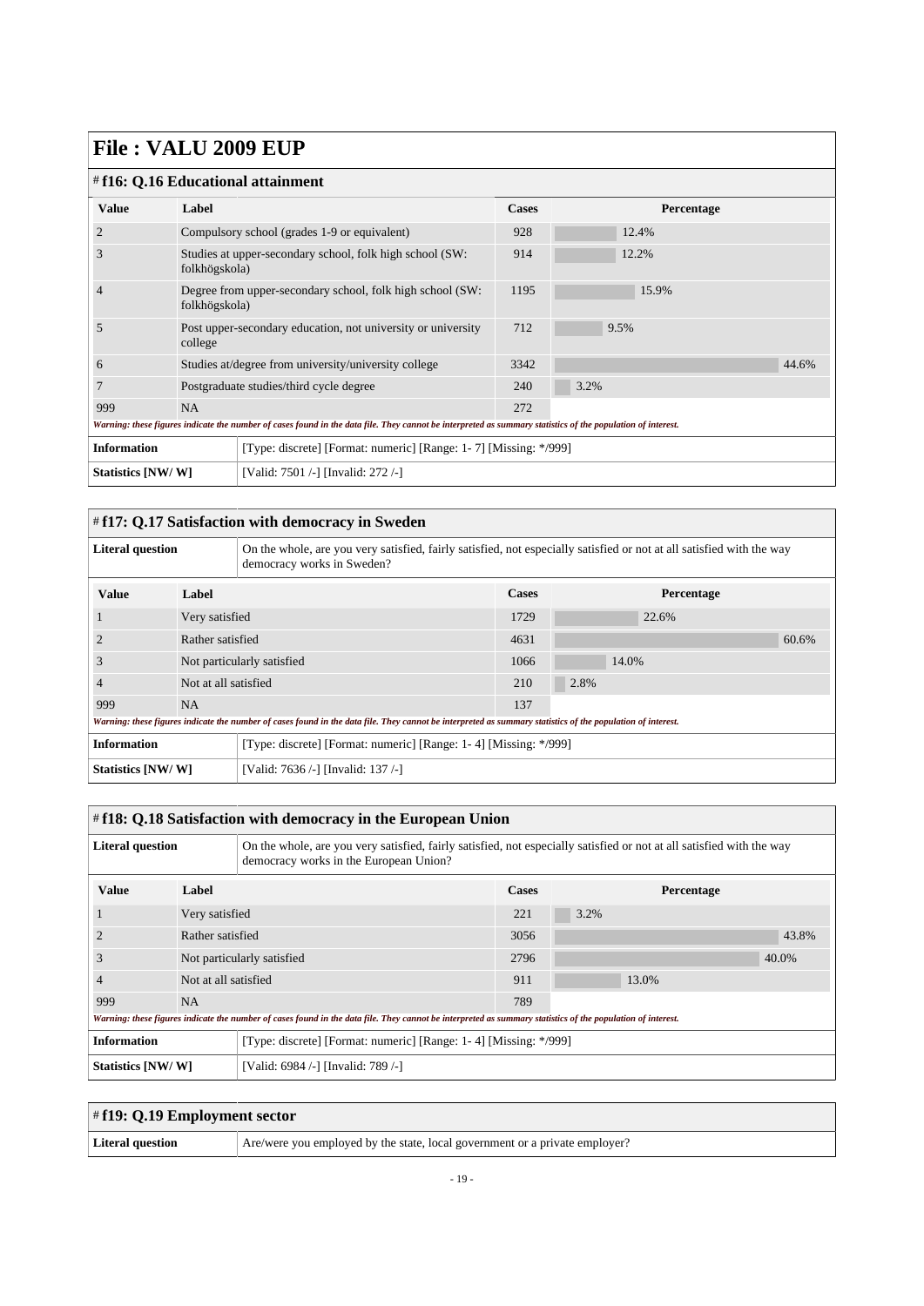# File : VALU 2009 EUP

## # f16: Q.16 Educational attainment

| Value | Label | Cases | Percentage |
|---|---|---|---|
| 2 | Compulsory school (grades 1-9 or equivalent) | 928 | 12.4% |
| 3 | Studies at upper-secondary school, folk high school (SW: folkhögskola) | 914 | 12.2% |
| 4 | Degree from upper-secondary school, folk high school (SW: folkhögskola) | 1195 | 15.9% |
| 5 | Post upper-secondary education, not university or university college | 712 | 9.5% |
| 6 | Studies at/degree from university/university college | 3342 | 44.6% |
| 7 | Postgraduate studies/third cycle degree | 240 | 3.2% |
| 999 | NA | 272 | |

*Warning: these figures indicate the number of cases found in the data file. They cannot be interpreted as summary statistics of the population of interest.*

| | |
|---|---|
| **Information** | [Type: discrete] [Format: numeric] [Range: 1- 7] [Missing: */999] |
| **Statistics [NW/ W]** | [Valid: 7501 /-] [Invalid: 272 /-] |

## # f17: Q.17 Satisfaction with democracy in Sweden

| | |
|---|---|
| **Literal question** | On the whole, are you very satisfied, fairly satisfied, not especially satisfied or not at all satisfied with the way democracy works in Sweden? |

| Value | Label | Cases | Percentage |
|---|---|---|---|
| 1 | Very satisfied | 1729 | 22.6% |
| 2 | Rather satisfied | 4631 | 60.6% |
| 3 | Not particularly satisfied | 1066 | 14.0% |
| 4 | Not at all satisfied | 210 | 2.8% |
| 999 | NA | 137 | |

*Warning: these figures indicate the number of cases found in the data file. They cannot be interpreted as summary statistics of the population of interest.*

| | |
|---|---|
| **Information** | [Type: discrete] [Format: numeric] [Range: 1- 4] [Missing: */999] |
| **Statistics [NW/ W]** | [Valid: 7636 /-] [Invalid: 137 /-] |

## # f18: Q.18 Satisfaction with democracy in the European Union

| | |
|---|---|
| **Literal question** | On the whole, are you very satisfied, fairly satisfied, not especially satisfied or not at all satisfied with the way democracy works in the European Union? |

| Value | Label | Cases | Percentage |
|---|---|---|---|
| 1 | Very satisfied | 221 | 3.2% |
| 2 | Rather satisfied | 3056 | 43.8% |
| 3 | Not particularly satisfied | 2796 | 40.0% |
| 4 | Not at all satisfied | 911 | 13.0% |
| 999 | NA | 789 | |

*Warning: these figures indicate the number of cases found in the data file. They cannot be interpreted as summary statistics of the population of interest.*

| | |
|---|---|
| **Information** | [Type: discrete] [Format: numeric] [Range: 1- 4] [Missing: */999] |
| **Statistics [NW/ W]** | [Valid: 6984 /-] [Invalid: 789 /-] |

## # f19: Q.19 Employment sector

| | |
|---|---|
| **Literal question** | Are/were you employed by the state, local government or a private employer? |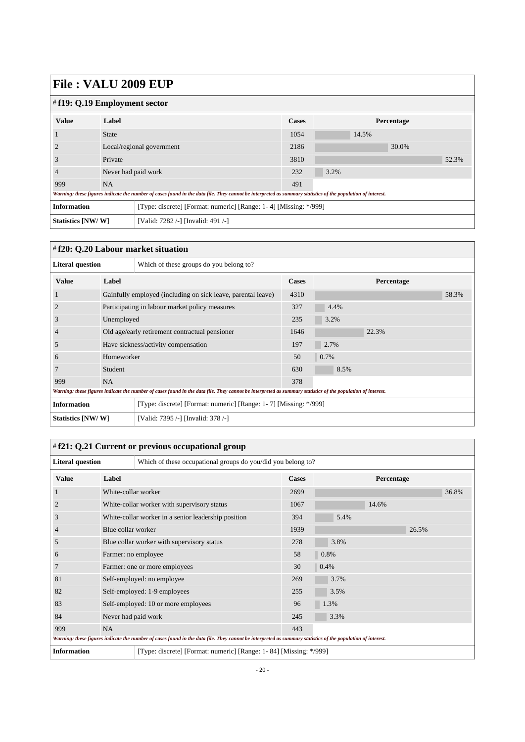# File : VALU 2009 EUP

## # f19: Q.19 Employment sector

| Value | Label | Cases | Percentage |
|---|---|---|---|
| 1 | State | 1054 | 14.5% |
| 2 | Local/regional government | 2186 | 30.0% |
| 3 | Private | 3810 | 52.3% |
| 4 | Never had paid work | 232 | 3.2% |
| 999 | NA | 491 | |

*Warning: these figures indicate the number of cases found in the data file. They cannot be interpreted as summary statistics of the population of interest.*

| | |
|---|---|
| **Information** | [Type: discrete] [Format: numeric] [Range: 1- 4] [Missing: */999] |
| **Statistics [NW/ W]** | [Valid: 7282 /-] [Invalid: 491 /-] |

## # f20: Q.20 Labour market situation

| | |
|---|---|
| **Literal question** | Which of these groups do you belong to? |

| Value | Label | Cases | Percentage |
|---|---|---|---|
| 1 | Gainfully employed (including on sick leave, parental leave) | 4310 | 58.3% |
| 2 | Participating in labour market policy measures | 327 | 4.4% |
| 3 | Unemployed | 235 | 3.2% |
| 4 | Old age/early retirement contractual pensioner | 1646 | 22.3% |
| 5 | Have sickness/activity compensation | 197 | 2.7% |
| 6 | Homeworker | 50 | 0.7% |
| 7 | Student | 630 | 8.5% |
| 999 | NA | 378 | |

*Warning: these figures indicate the number of cases found in the data file. They cannot be interpreted as summary statistics of the population of interest.*

| | |
|---|---|
| **Information** | [Type: discrete] [Format: numeric] [Range: 1- 7] [Missing: */999] |
| **Statistics [NW/ W]** | [Valid: 7395 /-] [Invalid: 378 /-] |

## # f21: Q.21 Current or previous occupational group

| | |
|---|---|
| **Literal question** | Which of these occupational groups do you/did you belong to? |

| Value | Label | Cases | Percentage |
|---|---|---|---|
| 1 | White-collar worker | 2699 | 36.8% |
| 2 | White-collar worker with supervisory status | 1067 | 14.6% |
| 3 | White-collar worker in a senior leadership position | 394 | 5.4% |
| 4 | Blue collar worker | 1939 | 26.5% |
| 5 | Blue collar worker with supervisory status | 278 | 3.8% |
| 6 | Farmer: no employee | 58 | 0.8% |
| 7 | Farmer: one or more employees | 30 | 0.4% |
| 81 | Self-employed: no employee | 269 | 3.7% |
| 82 | Self-employed: 1-9 employees | 255 | 3.5% |
| 83 | Self-employed: 10 or more employees | 96 | 1.3% |
| 84 | Never had paid work | 245 | 3.3% |
| 999 | NA | 443 | |

*Warning: these figures indicate the number of cases found in the data file. They cannot be interpreted as summary statistics of the population of interest.*

| | |
|---|---|
| **Information** | [Type: discrete] [Format: numeric] [Range: 1- 84] [Missing: */999] |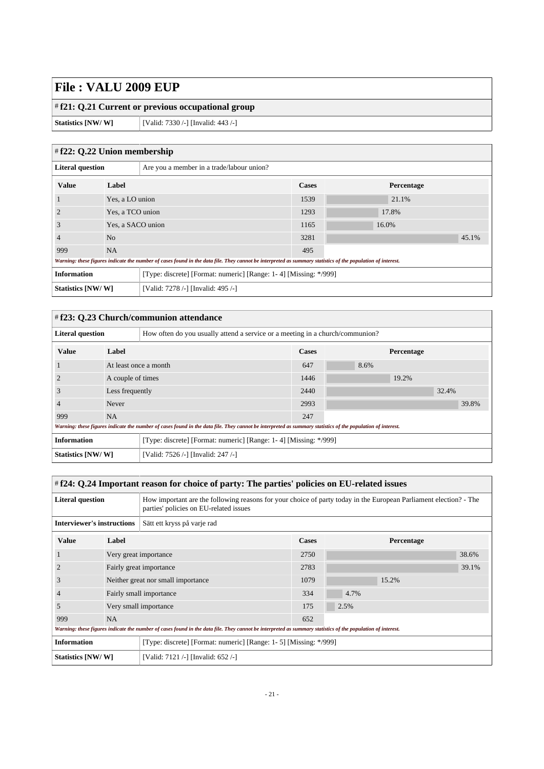# File : VALU 2009 EUP

## # f21: Q.21 Current or previous occupational group

| Statistics [NW/ W] | [Valid: 7330 /-] [Invalid: 443 /-] |
|---|---|

## # f22: Q.22 Union membership

| Literal question | Are you a member in a trade/labour union? |
|---|---|

| Value | Label | Cases | Percentage |
|---|---|---|---|
| 1 | Yes, a LO union | 1539 | 21.1% |
| 2 | Yes, a TCO union | 1293 | 17.8% |
| 3 | Yes, a SACO union | 1165 | 16.0% |
| 4 | No | 3281 | 45.1% |
| 999 | NA | 495 | |

*Warning: these figures indicate the number of cases found in the data file. They cannot be interpreted as summary statistics of the population of interest.*

| Information | [Type: discrete] [Format: numeric] [Range: 1- 4] [Missing: */999] |
|---|---|
| Statistics [NW/ W] | [Valid: 7278 /-] [Invalid: 495 /-] |

## # f23: Q.23 Church/communion attendance

| Literal question | How often do you usually attend a service or a meeting in a church/communion? |
|---|---|

| Value | Label | Cases | Percentage |
|---|---|---|---|
| 1 | At least once a month | 647 | 8.6% |
| 2 | A couple of times | 1446 | 19.2% |
| 3 | Less frequently | 2440 | 32.4% |
| 4 | Never | 2993 | 39.8% |
| 999 | NA | 247 | |

*Warning: these figures indicate the number of cases found in the data file. They cannot be interpreted as summary statistics of the population of interest.*

| Information | [Type: discrete] [Format: numeric] [Range: 1- 4] [Missing: */999] |
|---|---|
| Statistics [NW/ W] | [Valid: 7526 /-] [Invalid: 247 /-] |

## # f24: Q.24 Important reason for choice of party: The parties' policies on EU-related issues

| Literal question | How important are the following reasons for your choice of party today in the European Parliament election? - The parties' policies on EU-related issues |
|---|---|
| Interviewer's instructions | Sätt ett kryss på varje rad |

| Value | Label | Cases | Percentage |
|---|---|---|---|
| 1 | Very great importance | 2750 | 38.6% |
| 2 | Fairly great importance | 2783 | 39.1% |
| 3 | Neither great nor small importance | 1079 | 15.2% |
| 4 | Fairly small importance | 334 | 4.7% |
| 5 | Very small importance | 175 | 2.5% |
| 999 | NA | 652 | |

*Warning: these figures indicate the number of cases found in the data file. They cannot be interpreted as summary statistics of the population of interest.*

| Information | [Type: discrete] [Format: numeric] [Range: 1- 5] [Missing: */999] |
|---|---|
| Statistics [NW/ W] | [Valid: 7121 /-] [Invalid: 652 /-] |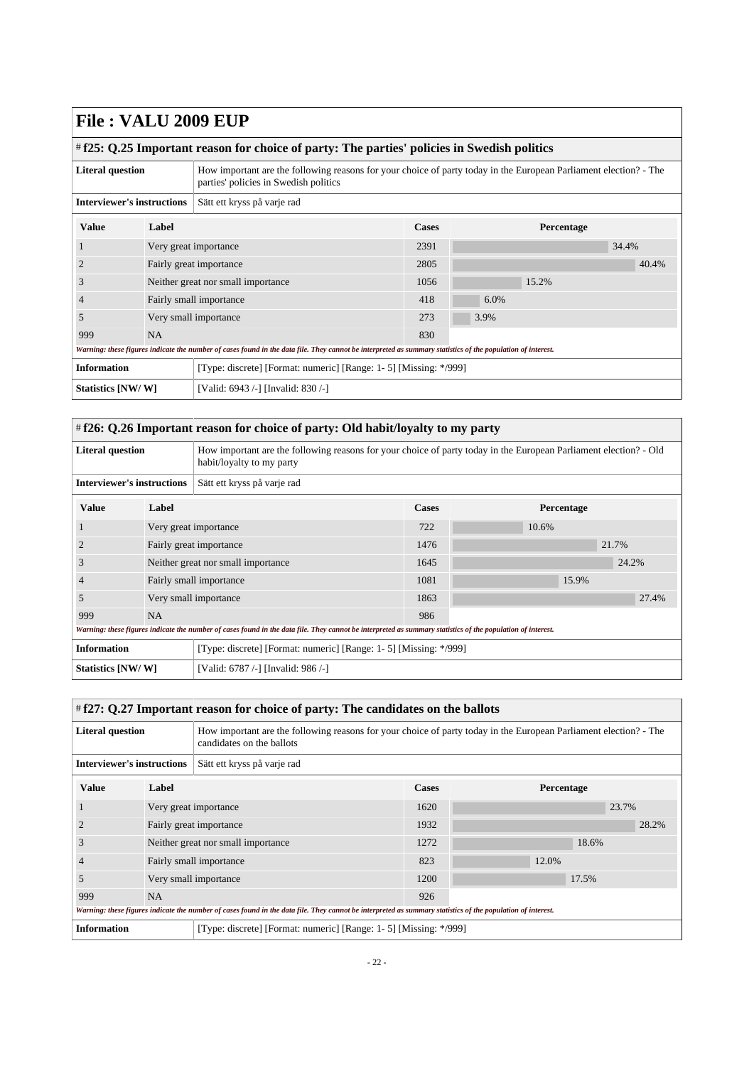# File : VALU 2009 EUP

## # f25: Q.25 Important reason for choice of party: The parties' policies in Swedish politics

| | |
|---|---|
| **Literal question** | How important are the following reasons for your choice of party today in the European Parliament election? - The parties' policies in Swedish politics |
| **Interviewer's instructions** | Sätt ett kryss på varje rad |

| Value | Label | Cases | Percentage |
|---|---|---|---|
| 1 | Very great importance | 2391 | 34.4% |
| 2 | Fairly great importance | 2805 | 40.4% |
| 3 | Neither great nor small importance | 1056 | 15.2% |
| 4 | Fairly small importance | 418 | 6.0% |
| 5 | Very small importance | 273 | 3.9% |
| 999 | NA | 830 | |

*Warning: these figures indicate the number of cases found in the data file. They cannot be interpreted as summary statistics of the population of interest.*

| | |
|---|---|
| **Information** | [Type: discrete] [Format: numeric] [Range: 1- 5] [Missing: */999] |
| **Statistics [NW/ W]** | [Valid: 6943 /-] [Invalid: 830 /-] |

## # f26: Q.26 Important reason for choice of party: Old habit/loyalty to my party

| | |
|---|---|
| **Literal question** | How important are the following reasons for your choice of party today in the European Parliament election? - Old habit/loyalty to my party |
| **Interviewer's instructions** | Sätt ett kryss på varje rad |

| Value | Label | Cases | Percentage |
|---|---|---|---|
| 1 | Very great importance | 722 | 10.6% |
| 2 | Fairly great importance | 1476 | 21.7% |
| 3 | Neither great nor small importance | 1645 | 24.2% |
| 4 | Fairly small importance | 1081 | 15.9% |
| 5 | Very small importance | 1863 | 27.4% |
| 999 | NA | 986 | |

*Warning: these figures indicate the number of cases found in the data file. They cannot be interpreted as summary statistics of the population of interest.*

| | |
|---|---|
| **Information** | [Type: discrete] [Format: numeric] [Range: 1- 5] [Missing: */999] |
| **Statistics [NW/ W]** | [Valid: 6787 /-] [Invalid: 986 /-] |

## # f27: Q.27 Important reason for choice of party: The candidates on the ballots

| | |
|---|---|
| **Literal question** | How important are the following reasons for your choice of party today in the European Parliament election? - The candidates on the ballots |
| **Interviewer's instructions** | Sätt ett kryss på varje rad |

| Value | Label | Cases | Percentage |
|---|---|---|---|
| 1 | Very great importance | 1620 | 23.7% |
| 2 | Fairly great importance | 1932 | 28.2% |
| 3 | Neither great nor small importance | 1272 | 18.6% |
| 4 | Fairly small importance | 823 | 12.0% |
| 5 | Very small importance | 1200 | 17.5% |
| 999 | NA | 926 | |

*Warning: these figures indicate the number of cases found in the data file. They cannot be interpreted as summary statistics of the population of interest.*

| | |
|---|---|
| **Information** | [Type: discrete] [Format: numeric] [Range: 1- 5] [Missing: */999] |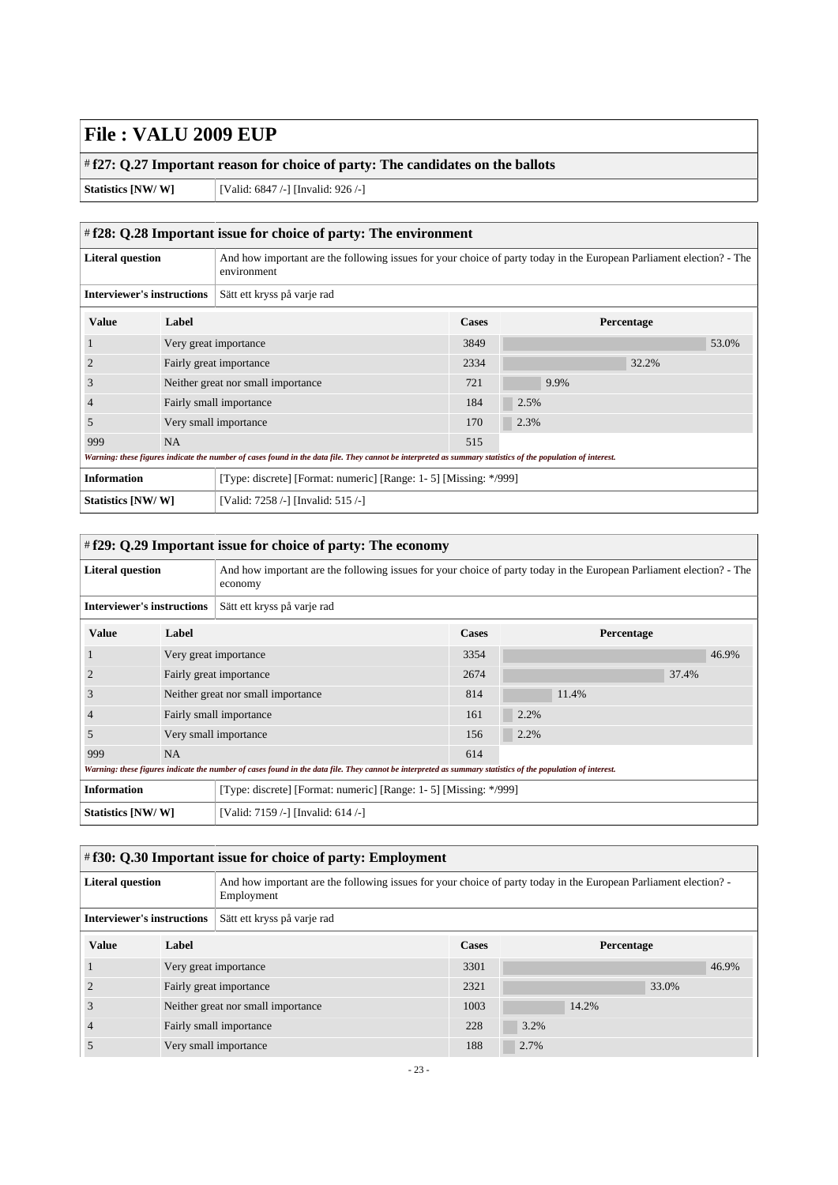# File : VALU 2009 EUP

## # f27: Q.27 Important reason for choice of party: The candidates on the ballots

| | |
|---|---|
| **Statistics [NW/ W]** | [Valid: 6847 /-] [Invalid: 926 /-] |

## # f28: Q.28 Important issue for choice of party: The environment

| | |
|---|---|
| **Literal question** | And how important are the following issues for your choice of party today in the European Parliament election? - The environment |
| **Interviewer's instructions** | Sätt ett kryss på varje rad |

| Value | Label | Cases | Percentage |
|---|---|---|---|
| 1 | Very great importance | 3849 | 53.0% |
| 2 | Fairly great importance | 2334 | 32.2% |
| 3 | Neither great nor small importance | 721 | 9.9% |
| 4 | Fairly small importance | 184 | 2.5% |
| 5 | Very small importance | 170 | 2.3% |
| 999 | NA | 515 | |

*Warning: these figures indicate the number of cases found in the data file. They cannot be interpreted as summary statistics of the population of interest.*

| | |
|---|---|
| **Information** | [Type: discrete] [Format: numeric] [Range: 1- 5] [Missing: */999] |
| **Statistics [NW/ W]** | [Valid: 7258 /-] [Invalid: 515 /-] |

## # f29: Q.29 Important issue for choice of party: The economy

| | |
|---|---|
| **Literal question** | And how important are the following issues for your choice of party today in the European Parliament election? - The economy |
| **Interviewer's instructions** | Sätt ett kryss på varje rad |

| Value | Label | Cases | Percentage |
|---|---|---|---|
| 1 | Very great importance | 3354 | 46.9% |
| 2 | Fairly great importance | 2674 | 37.4% |
| 3 | Neither great nor small importance | 814 | 11.4% |
| 4 | Fairly small importance | 161 | 2.2% |
| 5 | Very small importance | 156 | 2.2% |
| 999 | NA | 614 | |

*Warning: these figures indicate the number of cases found in the data file. They cannot be interpreted as summary statistics of the population of interest.*

| | |
|---|---|
| **Information** | [Type: discrete] [Format: numeric] [Range: 1- 5] [Missing: */999] |
| **Statistics [NW/ W]** | [Valid: 7159 /-] [Invalid: 614 /-] |

## # f30: Q.30 Important issue for choice of party: Employment

| | |
|---|---|
| **Literal question** | And how important are the following issues for your choice of party today in the European Parliament election? - Employment |
| **Interviewer's instructions** | Sätt ett kryss på varje rad |

| Value | Label | Cases | Percentage |
|---|---|---|---|
| 1 | Very great importance | 3301 | 46.9% |
| 2 | Fairly great importance | 2321 | 33.0% |
| 3 | Neither great nor small importance | 1003 | 14.2% |
| 4 | Fairly small importance | 228 | 3.2% |
| 5 | Very small importance | 188 | 2.7% |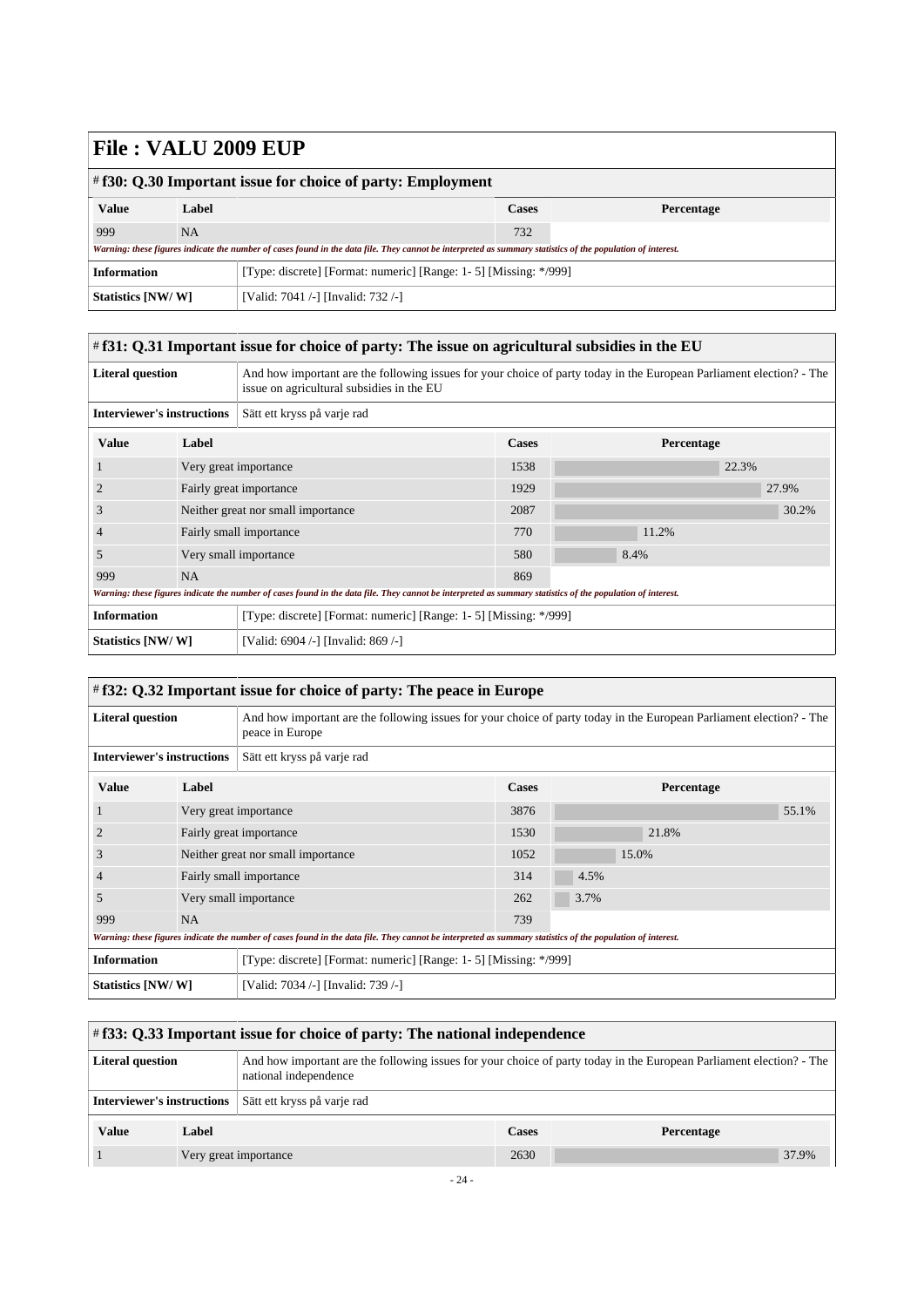# File : VALU 2009 EUP

## # f30: Q.30 Important issue for choice of party: Employment

| Value | Label | Cases | Percentage |
|---|---|---|---|
| 999 | NA | 732 | |

*Warning: these figures indicate the number of cases found in the data file. They cannot be interpreted as summary statistics of the population of interest.*

| | |
|---|---|
| **Information** | [Type: discrete] [Format: numeric] [Range: 1- 5] [Missing: */999] |
| **Statistics [NW/ W]** | [Valid: 7041 /-] [Invalid: 732 /-] |

## # f31: Q.31 Important issue for choice of party: The issue on agricultural subsidies in the EU

| | |
|---|---|
| **Literal question** | And how important are the following issues for your choice of party today in the European Parliament election? - The issue on agricultural subsidies in the EU |
| **Interviewer's instructions** | Sätt ett kryss på varje rad |

| Value | Label | Cases | Percentage |
|---|---|---|---|
| 1 | Very great importance | 1538 | 22.3% |
| 2 | Fairly great importance | 1929 | 27.9% |
| 3 | Neither great nor small importance | 2087 | 30.2% |
| 4 | Fairly small importance | 770 | 11.2% |
| 5 | Very small importance | 580 | 8.4% |
| 999 | NA | 869 | |

*Warning: these figures indicate the number of cases found in the data file. They cannot be interpreted as summary statistics of the population of interest.*

| | |
|---|---|
| **Information** | [Type: discrete] [Format: numeric] [Range: 1- 5] [Missing: */999] |
| **Statistics [NW/ W]** | [Valid: 6904 /-] [Invalid: 869 /-] |

## # f32: Q.32 Important issue for choice of party: The peace in Europe

| | |
|---|---|
| **Literal question** | And how important are the following issues for your choice of party today in the European Parliament election? - The peace in Europe |
| **Interviewer's instructions** | Sätt ett kryss på varje rad |

| Value | Label | Cases | Percentage |
|---|---|---|---|
| 1 | Very great importance | 3876 | 55.1% |
| 2 | Fairly great importance | 1530 | 21.8% |
| 3 | Neither great nor small importance | 1052 | 15.0% |
| 4 | Fairly small importance | 314 | 4.5% |
| 5 | Very small importance | 262 | 3.7% |
| 999 | NA | 739 | |

*Warning: these figures indicate the number of cases found in the data file. They cannot be interpreted as summary statistics of the population of interest.*

| | |
|---|---|
| **Information** | [Type: discrete] [Format: numeric] [Range: 1- 5] [Missing: */999] |
| **Statistics [NW/ W]** | [Valid: 7034 /-] [Invalid: 739 /-] |

## # f33: Q.33 Important issue for choice of party: The national independence

| | |
|---|---|
| **Literal question** | And how important are the following issues for your choice of party today in the European Parliament election? - The national independence |
| **Interviewer's instructions** | Sätt ett kryss på varje rad |

| Value | Label | Cases | Percentage |
|---|---|---|---|
| 1 | Very great importance | 2630 | 37.9% |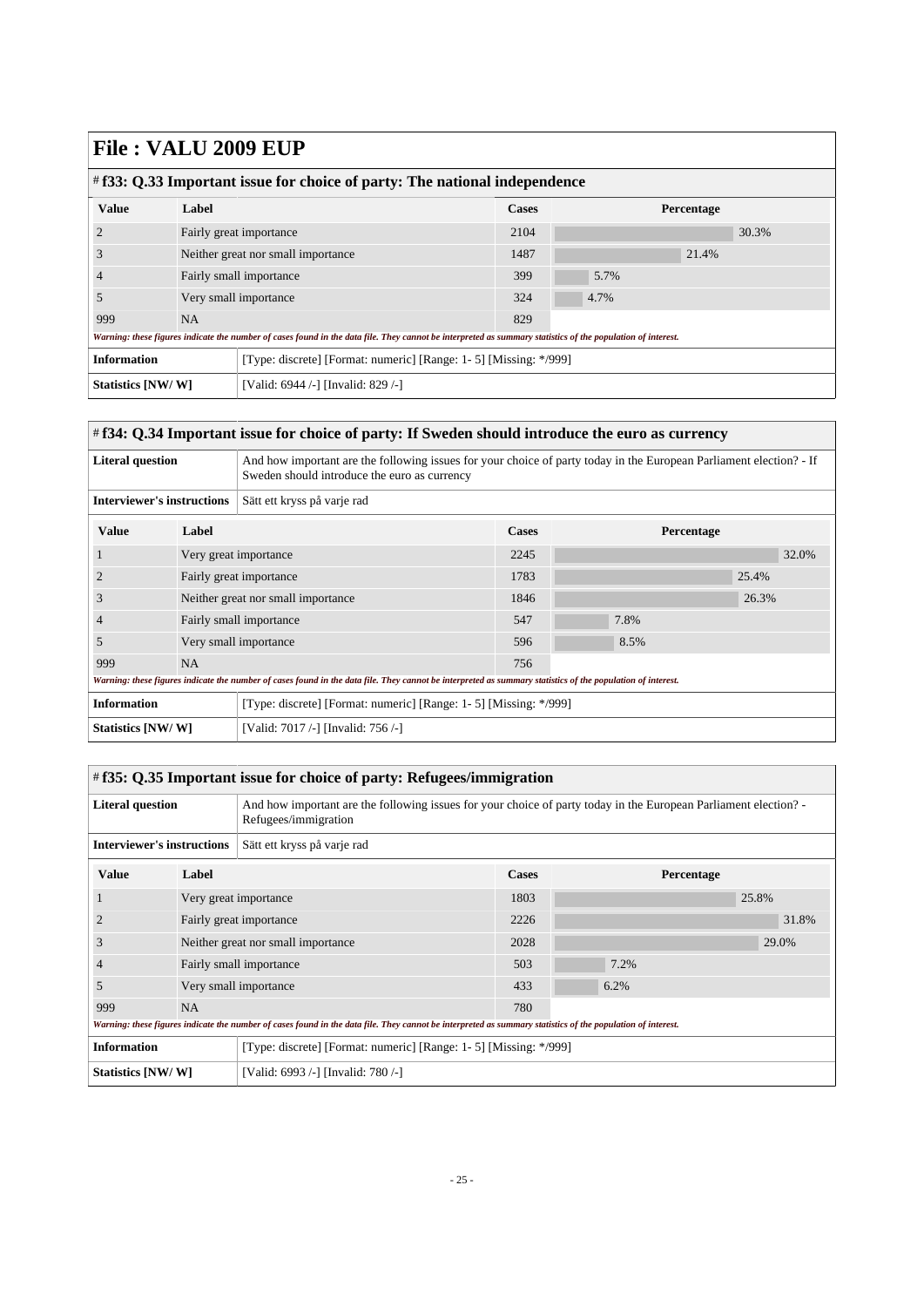# File : VALU 2009 EUP

## # f33: Q.33 Important issue for choice of party: The national independence

| Value | Label | Cases | Percentage |
|---|---|---|---|
| 2 | Fairly great importance | 2104 | 30.3% |
| 3 | Neither great nor small importance | 1487 | 21.4% |
| 4 | Fairly small importance | 399 | 5.7% |
| 5 | Very small importance | 324 | 4.7% |
| 999 | NA | 829 | |

*Warning: these figures indicate the number of cases found in the data file. They cannot be interpreted as summary statistics of the population of interest.*

| | |
|---|---|
| **Information** | [Type: discrete] [Format: numeric] [Range: 1- 5] [Missing: */999] |
| **Statistics [NW/ W]** | [Valid: 6944 /-] [Invalid: 829 /-] |

## # f34: Q.34 Important issue for choice of party: If Sweden should introduce the euro as currency

| | |
|---|---|
| **Literal question** | And how important are the following issues for your choice of party today in the European Parliament election? - If Sweden should introduce the euro as currency |
| **Interviewer's instructions** | Sätt ett kryss på varje rad |

| Value | Label | Cases | Percentage |
|---|---|---|---|
| 1 | Very great importance | 2245 | 32.0% |
| 2 | Fairly great importance | 1783 | 25.4% |
| 3 | Neither great nor small importance | 1846 | 26.3% |
| 4 | Fairly small importance | 547 | 7.8% |
| 5 | Very small importance | 596 | 8.5% |
| 999 | NA | 756 | |

*Warning: these figures indicate the number of cases found in the data file. They cannot be interpreted as summary statistics of the population of interest.*

| | |
|---|---|
| **Information** | [Type: discrete] [Format: numeric] [Range: 1- 5] [Missing: */999] |
| **Statistics [NW/ W]** | [Valid: 7017 /-] [Invalid: 756 /-] |

## # f35: Q.35 Important issue for choice of party: Refugees/immigration

| | |
|---|---|
| **Literal question** | And how important are the following issues for your choice of party today in the European Parliament election? - Refugees/immigration |
| **Interviewer's instructions** | Sätt ett kryss på varje rad |

| Value | Label | Cases | Percentage |
|---|---|---|---|
| 1 | Very great importance | 1803 | 25.8% |
| 2 | Fairly great importance | 2226 | 31.8% |
| 3 | Neither great nor small importance | 2028 | 29.0% |
| 4 | Fairly small importance | 503 | 7.2% |
| 5 | Very small importance | 433 | 6.2% |
| 999 | NA | 780 | |

*Warning: these figures indicate the number of cases found in the data file. They cannot be interpreted as summary statistics of the population of interest.*

| | |
|---|---|
| **Information** | [Type: discrete] [Format: numeric] [Range: 1- 5] [Missing: */999] |
| **Statistics [NW/ W]** | [Valid: 6993 /-] [Invalid: 780 /-] |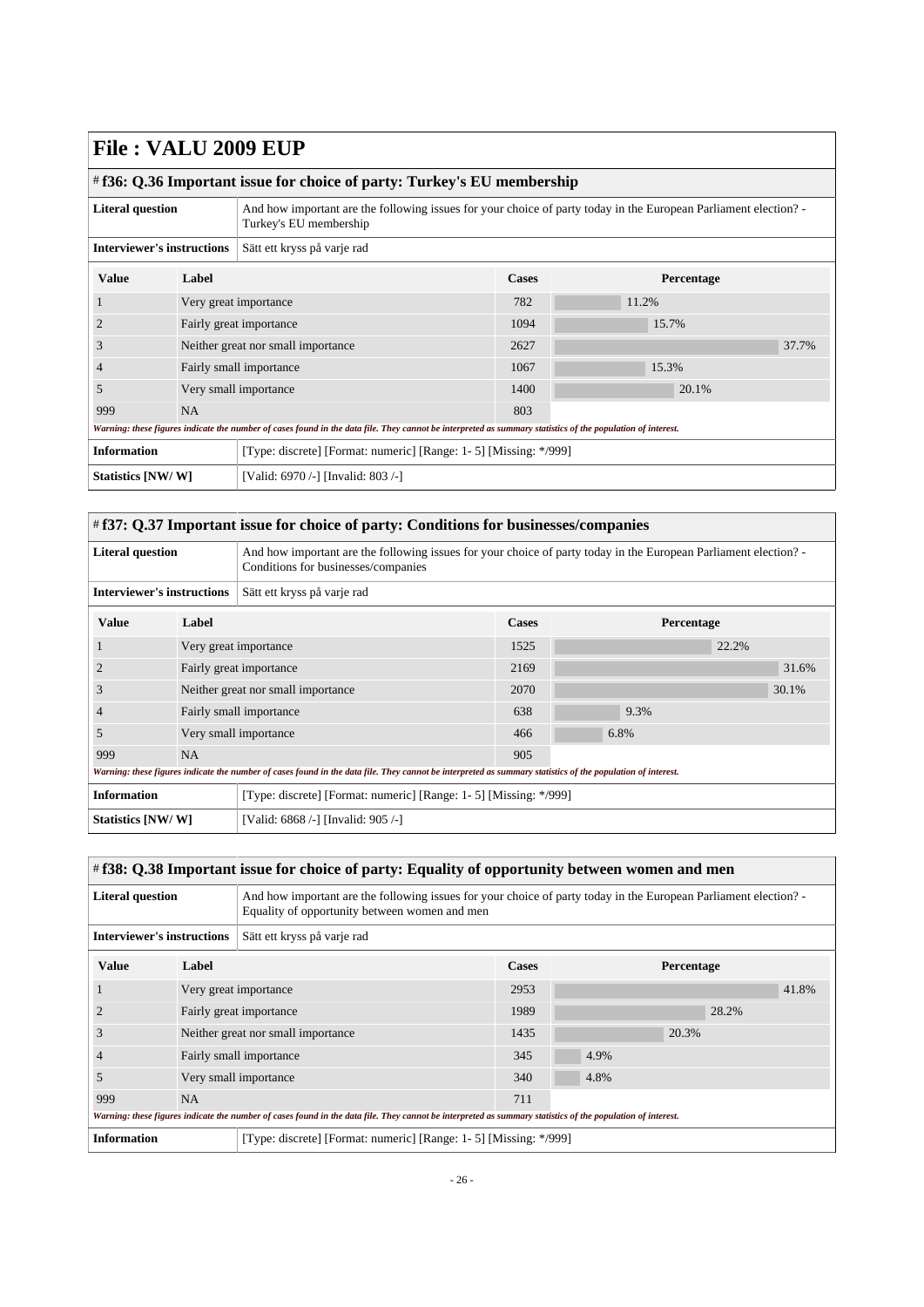# File : VALU 2009 EUP

## # f36: Q.36 Important issue for choice of party: Turkey's EU membership

| | |
|---|---|
| **Literal question** | And how important are the following issues for your choice of party today in the European Parliament election? - Turkey's EU membership |
| **Interviewer's instructions** | Sätt ett kryss på varje rad |

| Value | Label | Cases | Percentage |
|---|---|---|---|
| 1 | Very great importance | 782 | 11.2% |
| 2 | Fairly great importance | 1094 | 15.7% |
| 3 | Neither great nor small importance | 2627 | 37.7% |
| 4 | Fairly small importance | 1067 | 15.3% |
| 5 | Very small importance | 1400 | 20.1% |
| 999 | NA | 803 | |

*Warning: these figures indicate the number of cases found in the data file. They cannot be interpreted as summary statistics of the population of interest.*

| | |
|---|---|
| **Information** | [Type: discrete] [Format: numeric] [Range: 1- 5] [Missing: */999] |
| **Statistics [NW/ W]** | [Valid: 6970 /-] [Invalid: 803 /-] |

## # f37: Q.37 Important issue for choice of party: Conditions for businesses/companies

| | |
|---|---|
| **Literal question** | And how important are the following issues for your choice of party today in the European Parliament election? - Conditions for businesses/companies |
| **Interviewer's instructions** | Sätt ett kryss på varje rad |

| Value | Label | Cases | Percentage |
|---|---|---|---|
| 1 | Very great importance | 1525 | 22.2% |
| 2 | Fairly great importance | 2169 | 31.6% |
| 3 | Neither great nor small importance | 2070 | 30.1% |
| 4 | Fairly small importance | 638 | 9.3% |
| 5 | Very small importance | 466 | 6.8% |
| 999 | NA | 905 | |

*Warning: these figures indicate the number of cases found in the data file. They cannot be interpreted as summary statistics of the population of interest.*

| | |
|---|---|
| **Information** | [Type: discrete] [Format: numeric] [Range: 1- 5] [Missing: */999] |
| **Statistics [NW/ W]** | [Valid: 6868 /-] [Invalid: 905 /-] |

## # f38: Q.38 Important issue for choice of party: Equality of opportunity between women and men

| | |
|---|---|
| **Literal question** | And how important are the following issues for your choice of party today in the European Parliament election? - Equality of opportunity between women and men |
| **Interviewer's instructions** | Sätt ett kryss på varje rad |

| Value | Label | Cases | Percentage |
|---|---|---|---|
| 1 | Very great importance | 2953 | 41.8% |
| 2 | Fairly great importance | 1989 | 28.2% |
| 3 | Neither great nor small importance | 1435 | 20.3% |
| 4 | Fairly small importance | 345 | 4.9% |
| 5 | Very small importance | 340 | 4.8% |
| 999 | NA | 711 | |

*Warning: these figures indicate the number of cases found in the data file. They cannot be interpreted as summary statistics of the population of interest.*

| | |
|---|---|
| **Information** | [Type: discrete] [Format: numeric] [Range: 1- 5] [Missing: */999] |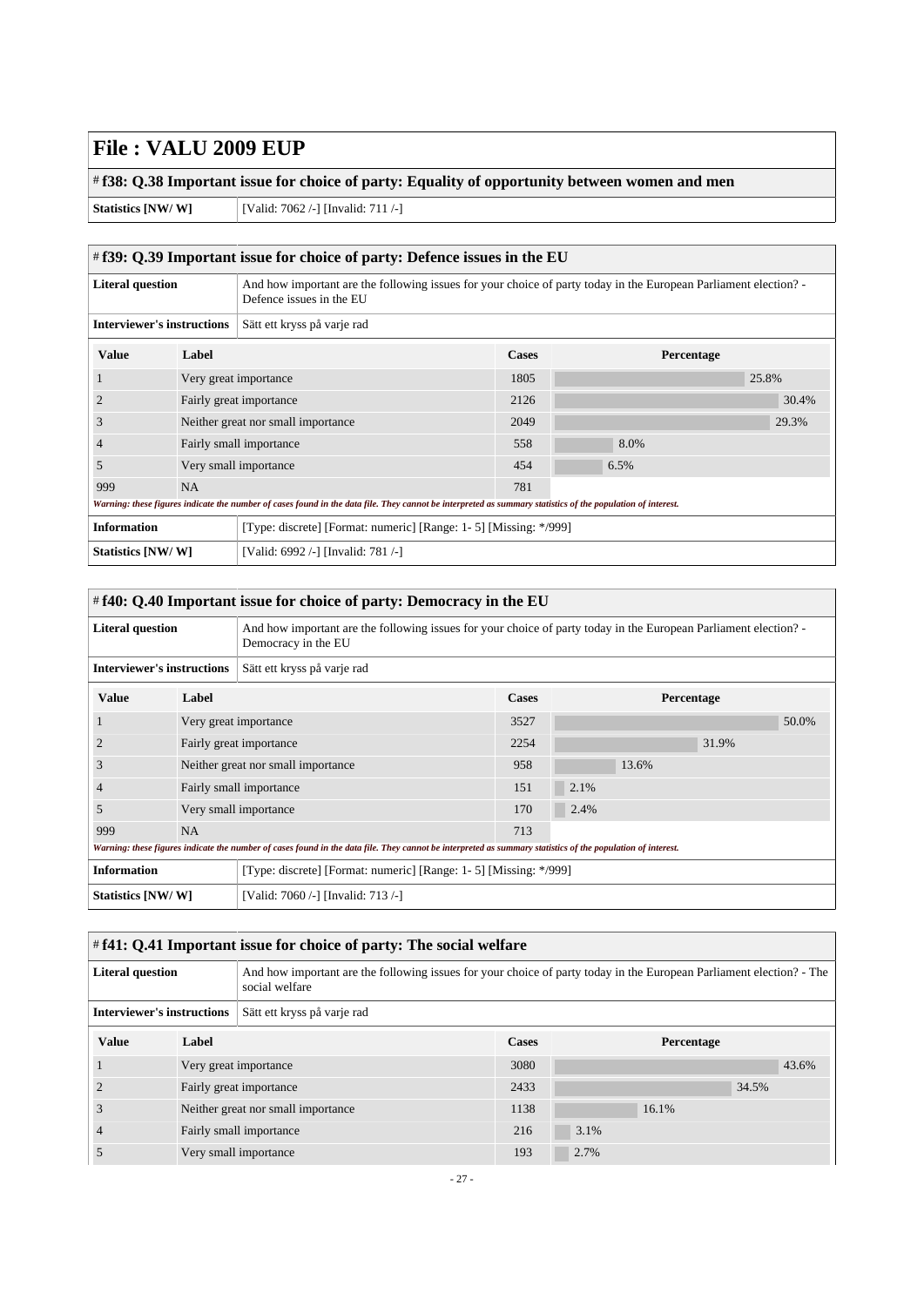# File : VALU 2009 EUP

## # f38: Q.38 Important issue for choice of party: Equality of opportunity between women and men

| | |
|---|---|
| **Statistics [NW/ W]** | [Valid: 7062 /-] [Invalid: 711 /-] |

## # f39: Q.39 Important issue for choice of party: Defence issues in the EU

| | |
|---|---|
| **Literal question** | And how important are the following issues for your choice of party today in the European Parliament election? - Defence issues in the EU |
| **Interviewer's instructions** | Sätt ett kryss på varje rad |

| Value | Label | Cases | Percentage |
|---|---|---|---|
| 1 | Very great importance | 1805 | 25.8% |
| 2 | Fairly great importance | 2126 | 30.4% |
| 3 | Neither great nor small importance | 2049 | 29.3% |
| 4 | Fairly small importance | 558 | 8.0% |
| 5 | Very small importance | 454 | 6.5% |
| 999 | NA | 781 | |

*Warning: these figures indicate the number of cases found in the data file. They cannot be interpreted as summary statistics of the population of interest.*

| | |
|---|---|
| **Information** | [Type: discrete] [Format: numeric] [Range: 1- 5] [Missing: */999] |
| **Statistics [NW/ W]** | [Valid: 6992 /-] [Invalid: 781 /-] |

## # f40: Q.40 Important issue for choice of party: Democracy in the EU

| | |
|---|---|
| **Literal question** | And how important are the following issues for your choice of party today in the European Parliament election? - Democracy in the EU |
| **Interviewer's instructions** | Sätt ett kryss på varje rad |

| Value | Label | Cases | Percentage |
|---|---|---|---|
| 1 | Very great importance | 3527 | 50.0% |
| 2 | Fairly great importance | 2254 | 31.9% |
| 3 | Neither great nor small importance | 958 | 13.6% |
| 4 | Fairly small importance | 151 | 2.1% |
| 5 | Very small importance | 170 | 2.4% |
| 999 | NA | 713 | |

*Warning: these figures indicate the number of cases found in the data file. They cannot be interpreted as summary statistics of the population of interest.*

| | |
|---|---|
| **Information** | [Type: discrete] [Format: numeric] [Range: 1- 5] [Missing: */999] |
| **Statistics [NW/ W]** | [Valid: 7060 /-] [Invalid: 713 /-] |

## # f41: Q.41 Important issue for choice of party: The social welfare

| | |
|---|---|
| **Literal question** | And how important are the following issues for your choice of party today in the European Parliament election? - The social welfare |
| **Interviewer's instructions** | Sätt ett kryss på varje rad |

| Value | Label | Cases | Percentage |
|---|---|---|---|
| 1 | Very great importance | 3080 | 43.6% |
| 2 | Fairly great importance | 2433 | 34.5% |
| 3 | Neither great nor small importance | 1138 | 16.1% |
| 4 | Fairly small importance | 216 | 3.1% |
| 5 | Very small importance | 193 | 2.7% |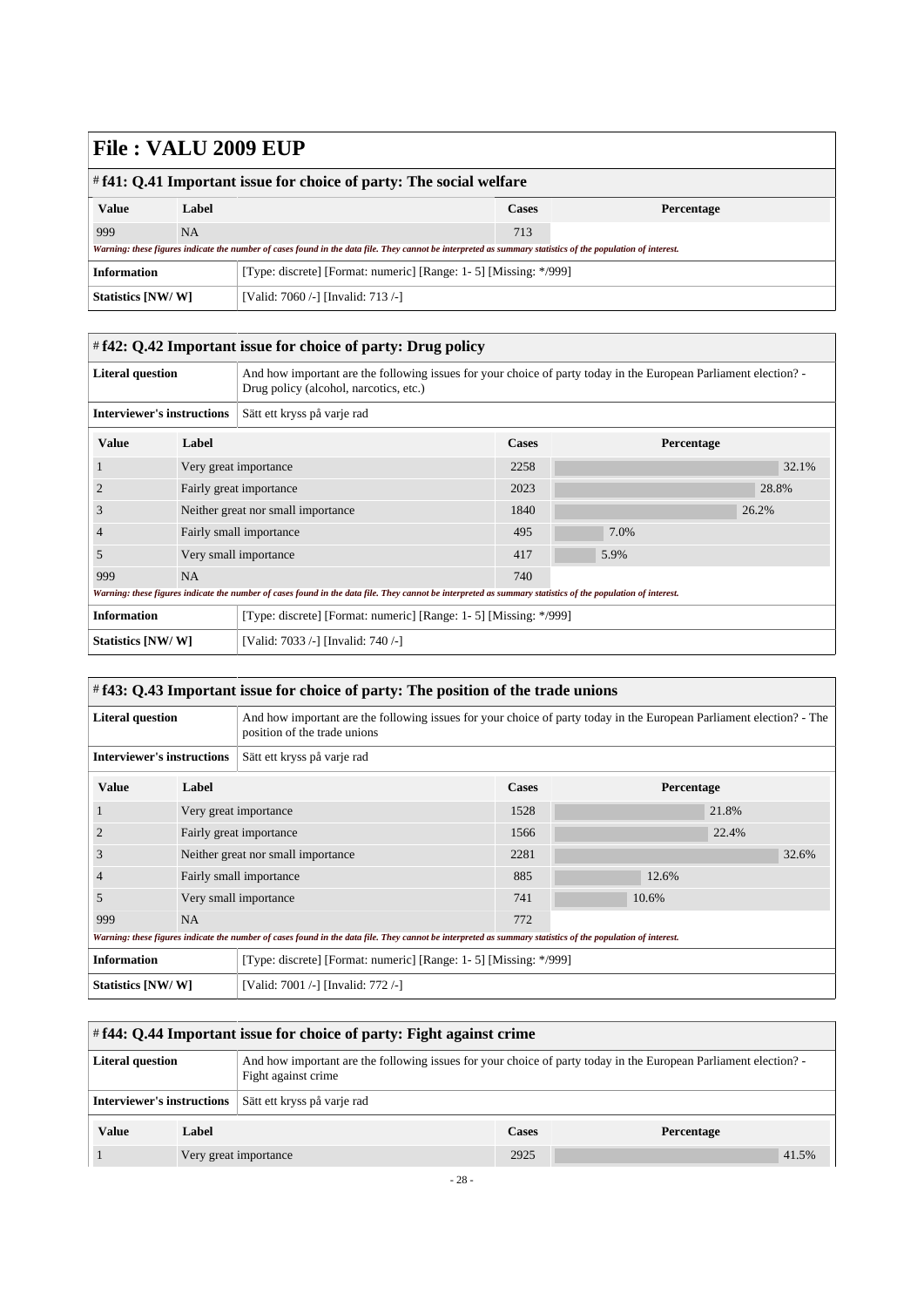# File : VALU 2009 EUP

## # f41: Q.41 Important issue for choice of party: The social welfare

| Value | Label | Cases | Percentage |
|---|---|---|---|
| 999 | NA | 713 | |

*Warning: these figures indicate the number of cases found in the data file. They cannot be interpreted as summary statistics of the population of interest.*

| | |
|---|---|
| **Information** | [Type: discrete] [Format: numeric] [Range: 1- 5] [Missing: */999] |
| **Statistics [NW/ W]** | [Valid: 7060 /-] [Invalid: 713 /-] |

## # f42: Q.42 Important issue for choice of party: Drug policy

| | |
|---|---|
| **Literal question** | And how important are the following issues for your choice of party today in the European Parliament election? - Drug policy (alcohol, narcotics, etc.) |
| **Interviewer's instructions** | Sätt ett kryss på varje rad |

| Value | Label | Cases | Percentage |
|---|---|---|---|
| 1 | Very great importance | 2258 | 32.1% |
| 2 | Fairly great importance | 2023 | 28.8% |
| 3 | Neither great nor small importance | 1840 | 26.2% |
| 4 | Fairly small importance | 495 | 7.0% |
| 5 | Very small importance | 417 | 5.9% |
| 999 | NA | 740 | |

*Warning: these figures indicate the number of cases found in the data file. They cannot be interpreted as summary statistics of the population of interest.*

| | |
|---|---|
| **Information** | [Type: discrete] [Format: numeric] [Range: 1- 5] [Missing: */999] |
| **Statistics [NW/ W]** | [Valid: 7033 /-] [Invalid: 740 /-] |

## # f43: Q.43 Important issue for choice of party: The position of the trade unions

| | |
|---|---|
| **Literal question** | And how important are the following issues for your choice of party today in the European Parliament election? - The position of the trade unions |
| **Interviewer's instructions** | Sätt ett kryss på varje rad |

| Value | Label | Cases | Percentage |
|---|---|---|---|
| 1 | Very great importance | 1528 | 21.8% |
| 2 | Fairly great importance | 1566 | 22.4% |
| 3 | Neither great nor small importance | 2281 | 32.6% |
| 4 | Fairly small importance | 885 | 12.6% |
| 5 | Very small importance | 741 | 10.6% |
| 999 | NA | 772 | |

*Warning: these figures indicate the number of cases found in the data file. They cannot be interpreted as summary statistics of the population of interest.*

| | |
|---|---|
| **Information** | [Type: discrete] [Format: numeric] [Range: 1- 5] [Missing: */999] |
| **Statistics [NW/ W]** | [Valid: 7001 /-] [Invalid: 772 /-] |

## # f44: Q.44 Important issue for choice of party: Fight against crime

| | |
|---|---|
| **Literal question** | And how important are the following issues for your choice of party today in the European Parliament election? - Fight against crime |
| **Interviewer's instructions** | Sätt ett kryss på varje rad |

| Value | Label | Cases | Percentage |
|---|---|---|---|
| 1 | Very great importance | 2925 | 41.5% |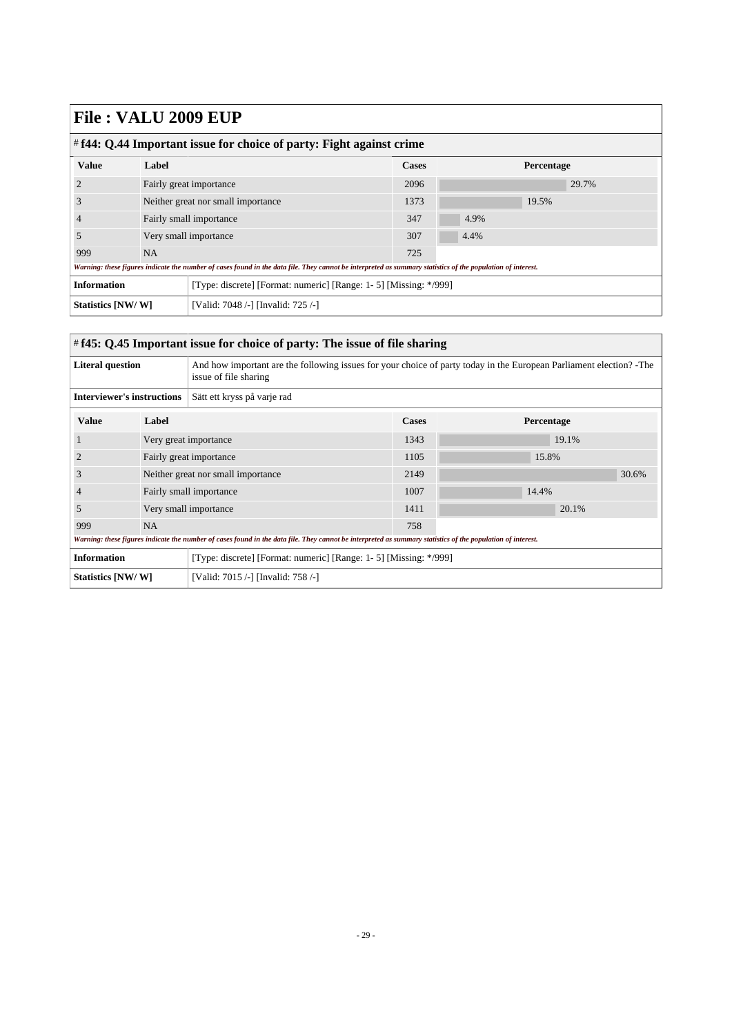# File : VALU 2009 EUP

## # f44: Q.44 Important issue for choice of party: Fight against crime

| Value | Label | Cases | Percentage |
|---|---|---|---|
| 2 | Fairly great importance | 2096 | 29.7% |
| 3 | Neither great nor small importance | 1373 | 19.5% |
| 4 | Fairly small importance | 347 | 4.9% |
| 5 | Very small importance | 307 | 4.4% |
| 999 | NA | 725 | |

*Warning: these figures indicate the number of cases found in the data file. They cannot be interpreted as summary statistics of the population of interest.*

| | |
|---|---|
| **Information** | [Type: discrete] [Format: numeric] [Range: 1- 5] [Missing: */999] |
| **Statistics [NW/ W]** | [Valid: 7048 /-] [Invalid: 725 /-] |

## # f45: Q.45 Important issue for choice of party: The issue of file sharing

| | |
|---|---|
| **Literal question** | And how important are the following issues for your choice of party today in the European Parliament election? -The issue of file sharing |
| **Interviewer's instructions** | Sätt ett kryss på varje rad |

| Value | Label | Cases | Percentage |
|---|---|---|---|
| 1 | Very great importance | 1343 | 19.1% |
| 2 | Fairly great importance | 1105 | 15.8% |
| 3 | Neither great nor small importance | 2149 | 30.6% |
| 4 | Fairly small importance | 1007 | 14.4% |
| 5 | Very small importance | 1411 | 20.1% |
| 999 | NA | 758 | |

*Warning: these figures indicate the number of cases found in the data file. They cannot be interpreted as summary statistics of the population of interest.*

| | |
|---|---|
| **Information** | [Type: discrete] [Format: numeric] [Range: 1- 5] [Missing: */999] |
| **Statistics [NW/ W]** | [Valid: 7015 /-] [Invalid: 758 /-] |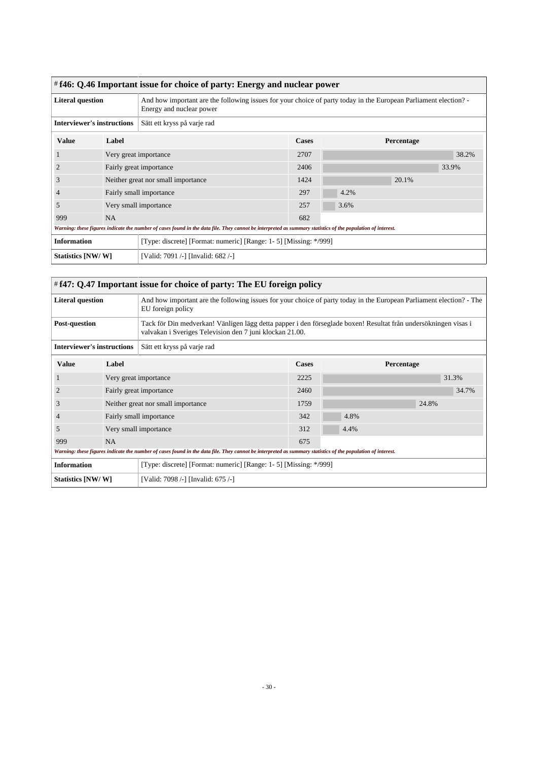## # f46: Q.46 Important issue for choice of party: Energy and nuclear power

| | |
|---|---|
| **Literal question** | And how important are the following issues for your choice of party today in the European Parliament election? - Energy and nuclear power |
| **Interviewer's instructions** | Sätt ett kryss på varje rad |

| Value | Label | Cases | Percentage |
|---|---|---|---|
| 1 | Very great importance | 2707 | 38.2% |
| 2 | Fairly great importance | 2406 | 33.9% |
| 3 | Neither great nor small importance | 1424 | 20.1% |
| 4 | Fairly small importance | 297 | 4.2% |
| 5 | Very small importance | 257 | 3.6% |
| 999 | NA | 682 | |

*Warning: these figures indicate the number of cases found in the data file. They cannot be interpreted as summary statistics of the population of interest.*

| | |
|---|---|
| **Information** | [Type: discrete] [Format: numeric] [Range: 1- 5] [Missing: */999] |
| **Statistics [NW/ W]** | [Valid: 7091 /-] [Invalid: 682 /-] |

## # f47: Q.47 Important issue for choice of party: The EU foreign policy

| | |
|---|---|
| **Literal question** | And how important are the following issues for your choice of party today in the European Parliament election? - The EU foreign policy |
| **Post-question** | Tack för Din medverkan! Vänligen lägg detta papper i den förseglade boxen! Resultat från undersökningen visas i valvakan i Sveriges Television den 7 juni klockan 21.00. |
| **Interviewer's instructions** | Sätt ett kryss på varje rad |

| Value | Label | Cases | Percentage |
|---|---|---|---|
| 1 | Very great importance | 2225 | 31.3% |
| 2 | Fairly great importance | 2460 | 34.7% |
| 3 | Neither great nor small importance | 1759 | 24.8% |
| 4 | Fairly small importance | 342 | 4.8% |
| 5 | Very small importance | 312 | 4.4% |
| 999 | NA | 675 | |

*Warning: these figures indicate the number of cases found in the data file. They cannot be interpreted as summary statistics of the population of interest.*

| | |
|---|---|
| **Information** | [Type: discrete] [Format: numeric] [Range: 1- 5] [Missing: */999] |
| **Statistics [NW/ W]** | [Valid: 7098 /-] [Invalid: 675 /-] |